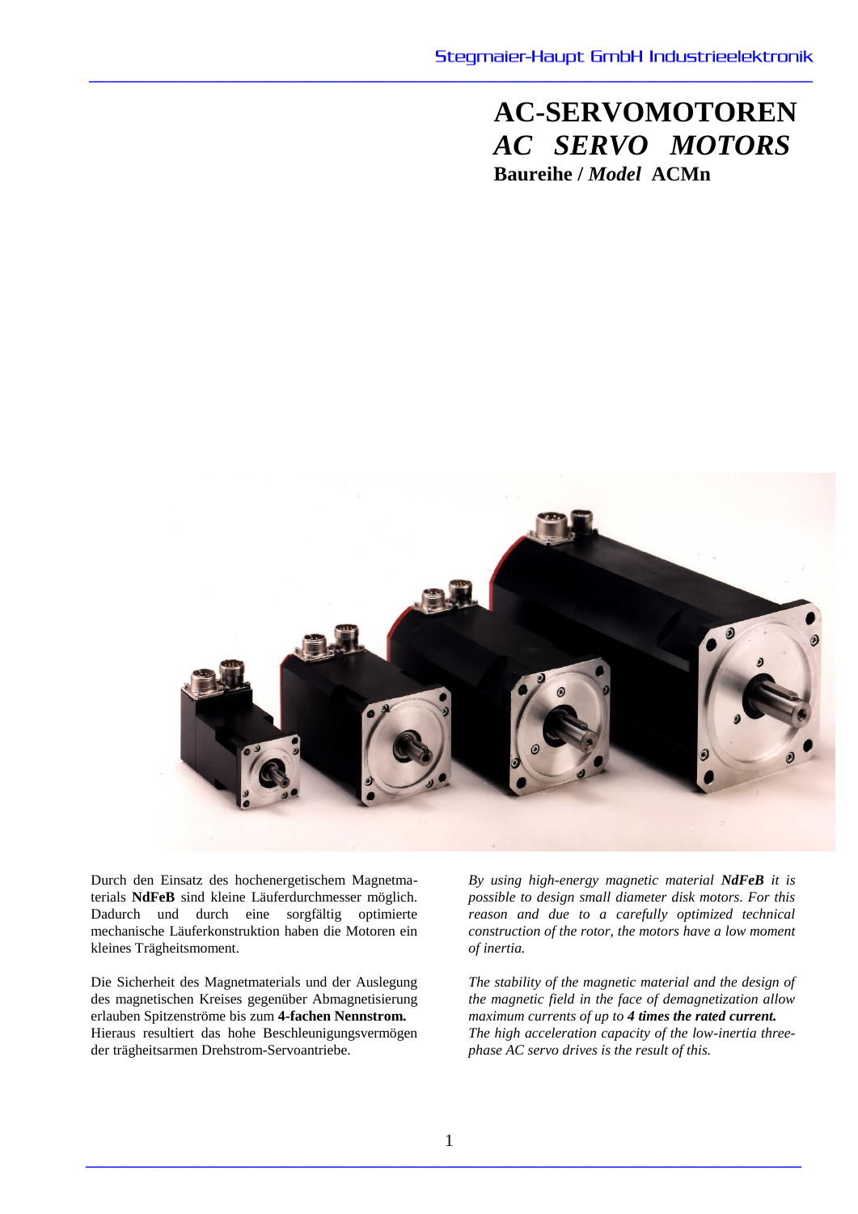# AC-SERVOMOTOREN

## *AC SERVO MOTORS*

**Baureihe / *Model* ACMn**

Durch den Einsatz des hochenergetischem Magnetmaterials **NdFeB** sind kleine Läuferdurchmesser möglich. Dadurch und durch eine sorgfältig optimierte mechanische Läuferkonstruktion haben die Motoren ein kleines Trägheitsmoment.

Die Sicherheit des Magnetmaterials und der Auslegung des magnetischen Kreises gegenüber Abmagnetisierung erlauben Spitzenströme bis zum **4-fachen Nennstrom.** Hieraus resultiert das hohe Beschleunigungsvermögen der trägheitsarmen Drehstrom-Servoantriebe.

*By using high-energy magnetic material **NdFeB** it is possible to design small diameter disk motors. For this reason and due to a carefully optimized technical construction of the rotor, the motors have a low moment of inertia.*

*The stability of the magnetic material and the design of the magnetic field in the face of demagnetization allow maximum currents of up to **4 times the rated current.** The high acceleration capacity of the low-inertia three-phase AC servo drives is the result of this.*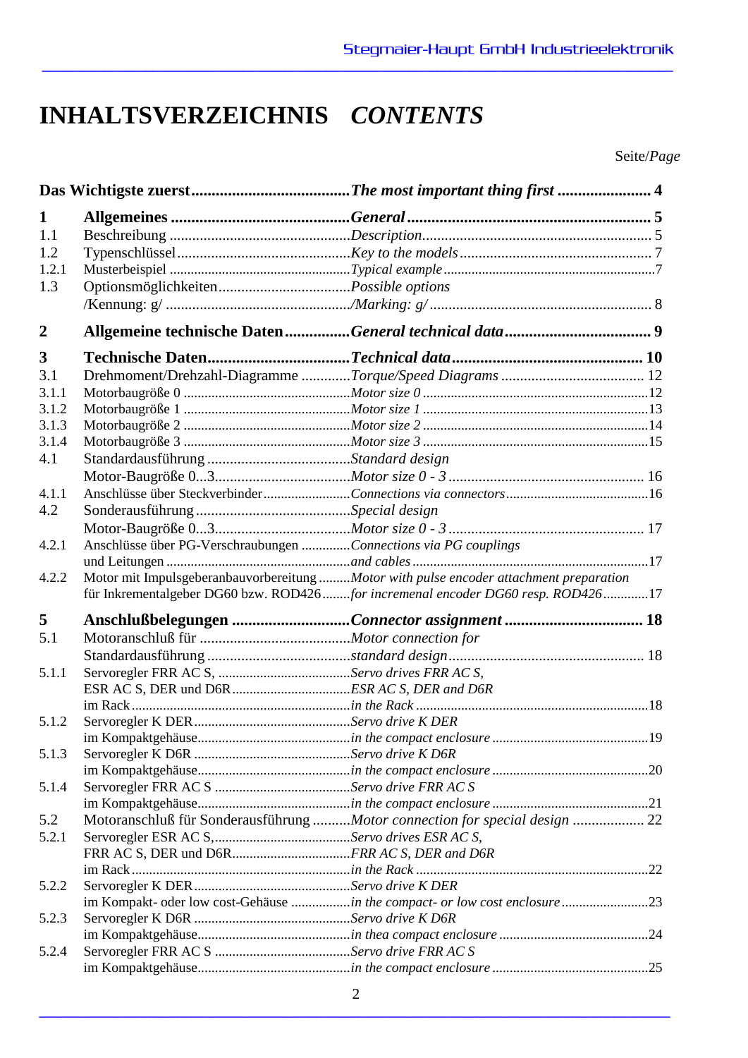# INHALTSVERZEICHNIS *CONTENTS*

Seite/*Page*

| | Deutsch | English | Seite/*Page* |
|---|---|---|---|
| | **Das Wichtigste zuerst** | ***The most important thing first*** | **4** |
| **1** | **Allgemeines** | ***General*** | **5** |
| 1.1 | Beschreibung | *Description* | 5 |
| 1.2 | Typenschlüssel | *Key to the models* | 7 |
| 1.2.1 | Musterbeispiel | *Typical example* | 7 |
| 1.3 | Optionsmöglichkeiten /Kennung: g/ | *Possible options /Marking: g/* | 8 |
| **2** | **Allgemeine technische Daten** | ***General technical data*** | **9** |
| **3** | **Technische Daten** | ***Technical data*** | **10** |
| 3.1 | Drehmoment/Drehzahl-Diagramme | *Torque/Speed Diagrams* | 12 |
| 3.1.1 | Motorbaugröße 0 | *Motor size 0* | 12 |
| 3.1.2 | Motorbaugröße 1 | *Motor size 1* | 13 |
| 3.1.3 | Motorbaugröße 2 | *Motor size 2* | 14 |
| 3.1.4 | Motorbaugröße 3 | *Motor size 3* | 15 |
| 4.1 | Standardausführung Motor-Baugröße 0...3 | *Standard design Motor size 0 - 3* | 16 |
| 4.1.1 | Anschlüsse über Steckverbinder | *Connections via connectors* | 16 |
| 4.2 | Sonderausführung Motor-Baugröße 0...3 | *Special design Motor size 0 - 3* | 17 |
| 4.2.1 | Anschlüsse über PG-Verschraubungen und Leitungen | *Connections via PG couplings and cables* | 17 |
| 4.2.2 | Motor mit Impulsgeberanbauvorbereitung für Inkrementalgeber DG60 bzw. ROD426 | *Motor with pulse encoder attachment preparation for incremental encoder DG60 resp. ROD426* | 17 |
| **5** | **Anschlußbelegungen** | ***Connector assignment*** | **18** |
| 5.1 | Motoranschluß für Standardausführung | *Motor connection for standard design* | 18 |
| 5.1.1 | Servoregler FRR AC S, ESR AC S, DER und D6R im Rack | *Servo drives FRR AC S, ESR AC S, DER and D6R in the Rack* | 18 |
| 5.1.2 | Servoregler K DER im Kompaktgehäuse | *Servo drive K DER in the compact enclosure* | 19 |
| 5.1.3 | Servoregler K D6R im Kompaktgehäuse | *Servo drive K D6R in the compact enclosure* | 20 |
| 5.1.4 | Servoregler FRR AC S im Kompaktgehäuse | *Servo drive FRR AC S in the compact enclosure* | 21 |
| 5.2 | Motoranschluß für Sonderausführung | *Motor connection for special design* | 22 |
| 5.2.1 | Servoregler ESR AC S, FRR AC S, DER und D6R im Rack | *Servo drives ESR AC S, FRR AC S, DER and D6R in the Rack* | 22 |
| 5.2.2 | Servoregler K DER im Kompakt- oder low cost-Gehäuse | *Servo drive K DER in the compact- or low cost enclosure* | 23 |
| 5.2.3 | Servoregler K D6R im Kompaktgehäuse | *Servo drive K D6R in thea compact enclosure* | 24 |
| 5.2.4 | Servoregler FRR AC S im Kompaktgehäuse | *Servo drive FRR AC S in the compact enclosure* | 25 |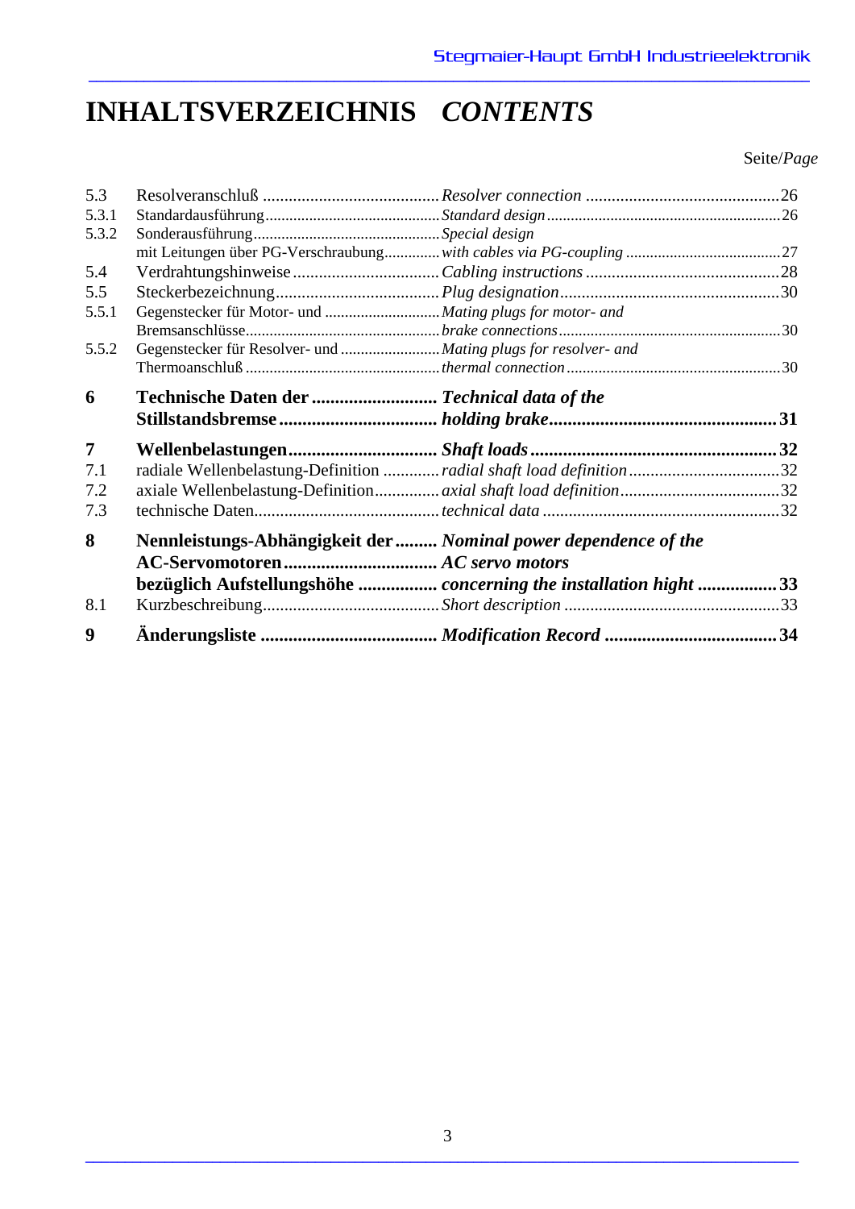# INHALTSVERZEICHNIS *CONTENTS*

| | | | Seite/*Page* |
|---|---|---|---|
| 5.3 | Resolveranschluß | *Resolver connection* | 26 |
| 5.3.1 | Standardausführung | *Standard design* | 26 |
| 5.3.2 | Sonderausführung mit Leitungen über PG-Verschraubung | *Special design with cables via PG-coupling* | 27 |
| 5.4 | Verdrahtungshinweise | *Cabling instructions* | 28 |
| 5.5 | Steckerbezeichnung | *Plug designation* | 30 |
| 5.5.1 | Gegenstecker für Motor- und Bremsanschlüsse | *Mating plugs for motor- and brake connections* | 30 |
| 5.5.2 | Gegenstecker für Resolver- und Thermoanschluß | *Mating plugs for resolver- and thermal connection* | 30 |
| **6** | **Technische Daten der Stillstandsbremse** | ***Technical data of the holding brake*** | **31** |
| **7** | **Wellenbelastungen** | ***Shaft loads*** | **32** |
| 7.1 | radiale Wellenbelastung-Definition | *radial shaft load definition* | 32 |
| 7.2 | axiale Wellenbelastung-Definition | *axial shaft load definition* | 32 |
| 7.3 | technische Daten | *technical data* | 32 |
| **8** | **Nennleistungs-Abhängigkeit der AC-Servomotoren bezüglich Aufstellungshöhe** | ***Nominal power dependence of the AC servo motors concerning the installation hight*** | **33** |
| 8.1 | Kurzbeschreibung | *Short description* | 33 |
| **9** | **Änderungsliste** | ***Modification Record*** | **34** |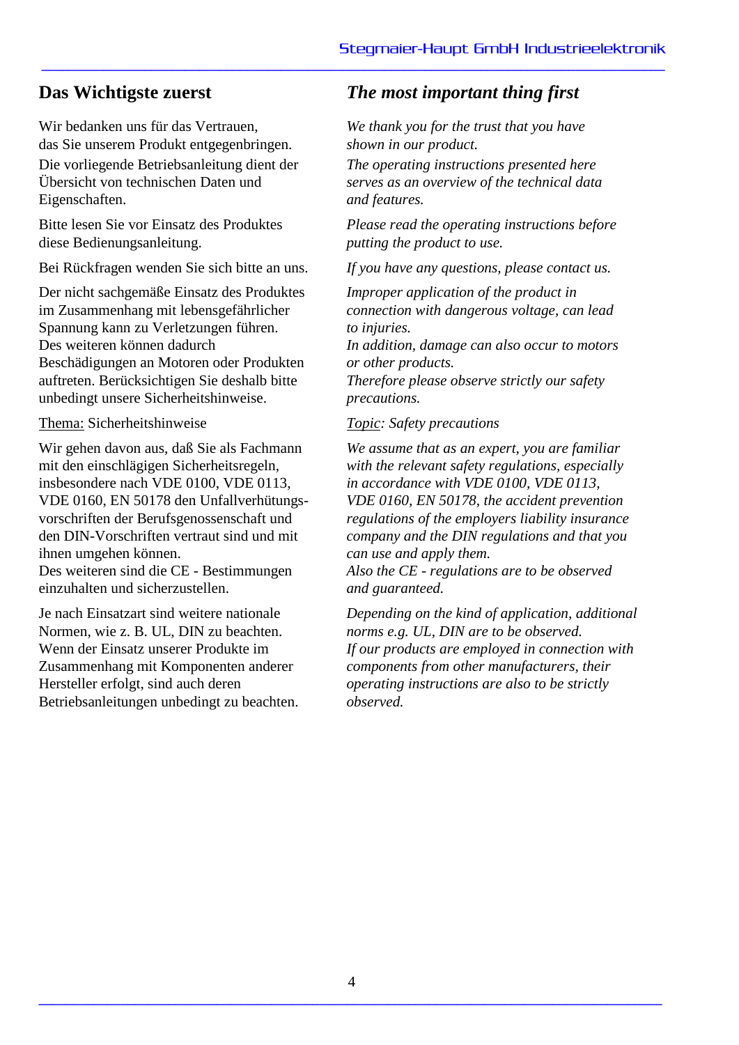## Das Wichtigste zuerst

Wir bedanken uns für das Vertrauen, das Sie unserem Produkt entgegenbringen.

Die vorliegende Betriebsanleitung dient der Übersicht von technischen Daten und Eigenschaften.

Bitte lesen Sie vor Einsatz des Produktes diese Bedienungsanleitung.

Bei Rückfragen wenden Sie sich bitte an uns.

Der nicht sachgemäße Einsatz des Produktes im Zusammenhang mit lebensgefährlicher Spannung kann zu Verletzungen führen. Des weiteren können dadurch Beschädigungen an Motoren oder Produkten auftreten. Berücksichtigen Sie deshalb bitte unbedingt unsere Sicherheitshinweise.

Thema: Sicherheitshinweise

Wir gehen davon aus, daß Sie als Fachmann mit den einschlägigen Sicherheitsregeln, insbesondere nach VDE 0100, VDE 0113, VDE 0160, EN 50178 den Unfallverhütungsvorschriften der Berufsgenossenschaft und den DIN-Vorschriften vertraut sind und mit ihnen umgehen können.
Des weiteren sind die CE - Bestimmungen einzuhalten und sicherzustellen.

Je nach Einsatzart sind weitere nationale Normen, wie z. B. UL, DIN zu beachten. Wenn der Einsatz unserer Produkte im Zusammenhang mit Komponenten anderer Hersteller erfolgt, sind auch deren Betriebsanleitungen unbedingt zu beachten.

## *The most important thing first*

*We thank you for the trust that you have shown in our product.*

*The operating instructions presented here serves as an overview of the technical data and features.*

*Please read the operating instructions before putting the product to use.*

*If you have any questions, please contact us.*

*Improper application of the product in connection with dangerous voltage, can lead to injuries.*
*In addition, damage can also occur to motors or other products.*
*Therefore please observe strictly our safety precautions.*

*Topic: Safety precautions*

*We assume that as an expert, you are familiar with the relevant safety regulations, especially in accordance with VDE 0100, VDE 0113, VDE 0160, EN 50178, the accident prevention regulations of the employers liability insurance company and the DIN regulations and that you can use and apply them.*
*Also the CE - regulations are to be observed and guaranteed.*

*Depending on the kind of application, additional norms e.g. UL, DIN are to be observed.*
*If our products are employed in connection with components from other manufacturers, their operating instructions are also to be strictly observed.*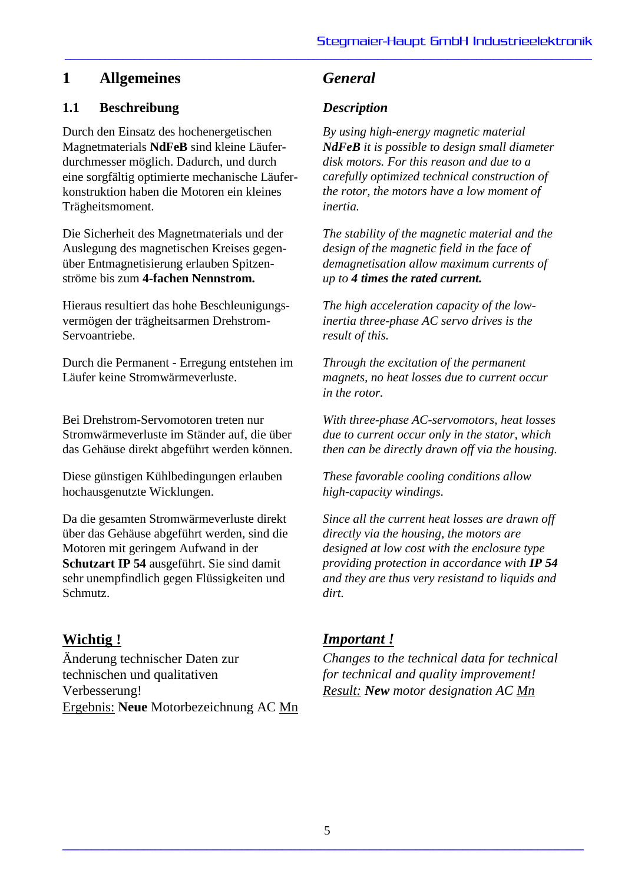# 1 Allgemeines

## 1.1 Beschreibung

Durch den Einsatz des hochenergetischen Magnetmaterials **NdFeB** sind kleine Läuferdurchmesser möglich. Dadurch, und durch eine sorgfältig optimierte mechanische Läuferkonstruktion haben die Motoren ein kleines Trägheitsmoment.

Die Sicherheit des Magnetmaterials und der Auslegung des magnetischen Kreises gegenüber Entmagnetisierung erlauben Spitzenströme bis zum **4-fachen Nennstrom.**

Hieraus resultiert das hohe Beschleunigungsvermögen der trägheitsarmen Drehstrom-Servoantriebe.

Durch die Permanent - Erregung entstehen im Läufer keine Stromwärmeverluste.

Bei Drehstrom-Servomotoren treten nur Stromwärmeverluste im Ständer auf, die über das Gehäuse direkt abgeführt werden können.

Diese günstigen Kühlbedingungen erlauben hochausgenutzte Wicklungen.

Da die gesamten Stromwärmeverluste direkt über das Gehäuse abgeführt werden, sind die Motoren mit geringem Aufwand in der **Schutzart IP 54** ausgeführt. Sie sind damit sehr unempfindlich gegen Flüssigkeiten und Schmutz.

**Wichtig !**

Änderung technischer Daten zur technischen und qualitativen Verbesserung!
Ergebnis: **Neue** Motorbezeichnung AC Mn

# *General*

## *Description*

*By using high-energy magnetic material **NdFeB** it is possible to design small diameter disk motors. For this reason and due to a carefully optimized technical construction of the rotor, the motors have a low moment of inertia.*

*The stability of the magnetic material and the design of the magnetic field in the face of demagnetisation allow maximum currents of up to **4 times the rated current.***

*The high acceleration capacity of the low-inertia three-phase AC servo drives is the result of this.*

*Through the excitation of the permanent magnets, no heat losses due to current occur in the rotor.*

*With three-phase AC-servomotors, heat losses due to current occur only in the stator, which then can be directly drawn off via the housing.*

*These favorable cooling conditions allow high-capacity windings.*

*Since all the current heat losses are drawn off directly via the housing, the motors are designed at low cost with the enclosure type providing protection in accordance with **IP 54** and they are thus very resistand to liquids and dirt.*

***Important !***

*Changes to the technical data for technical for technical and quality improvement!*
*Result: **New** motor designation AC Mn*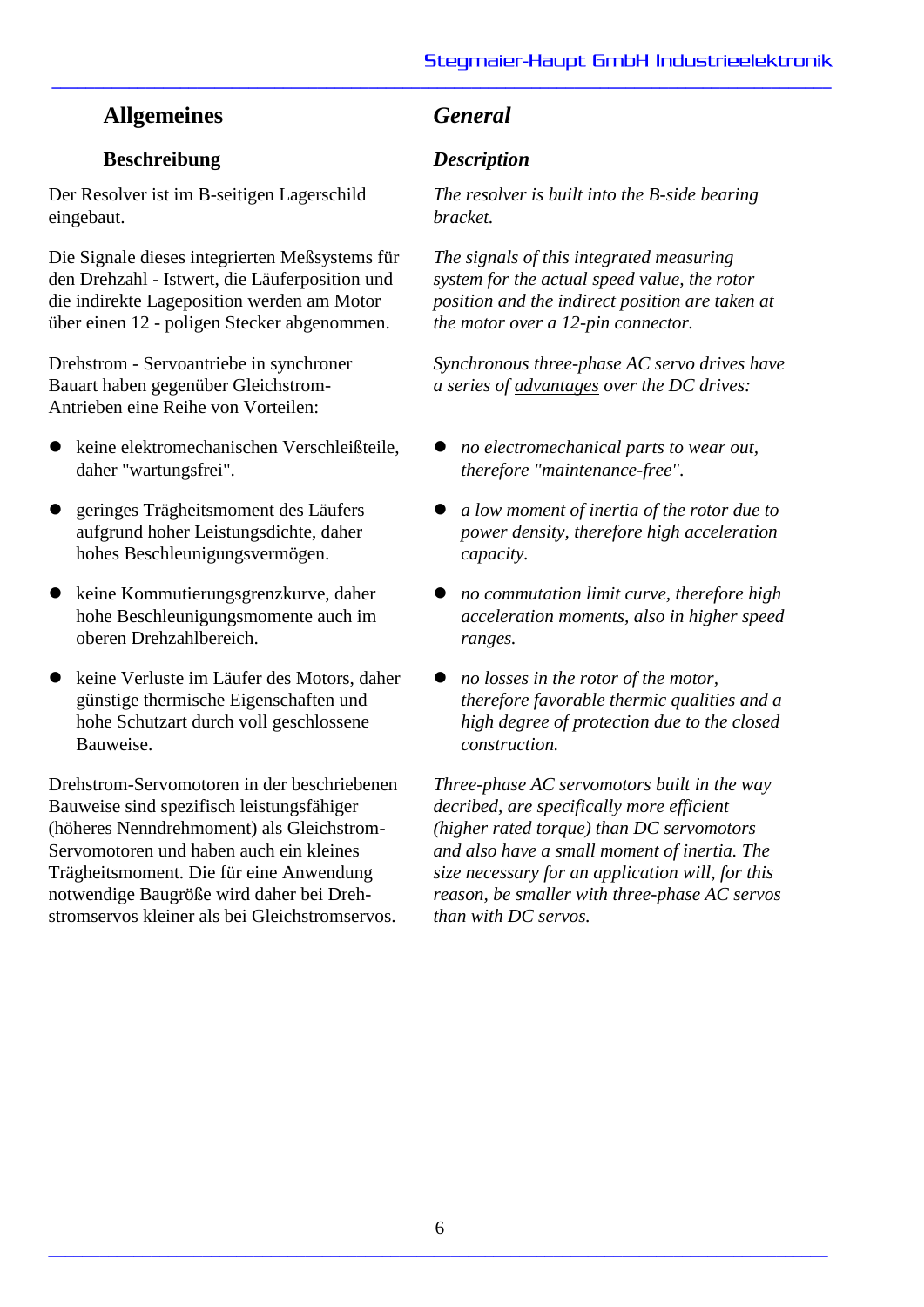## Allgemeines

### Beschreibung

Der Resolver ist im B-seitigen Lagerschild eingebaut.

Die Signale dieses integrierten Meßsystems für den Drehzahl - Istwert, die Läuferposition und die indirekte Lageposition werden am Motor über einen 12 - poligen Stecker abgenommen.

Drehstrom - Servoantriebe in synchroner Bauart haben gegenüber Gleichstrom-Antrieben eine Reihe von Vorteilen:

- keine elektromechanischen Verschleißteile, daher "wartungsfrei".
- geringes Trägheitsmoment des Läufers aufgrund hoher Leistungsdichte, daher hohes Beschleunigungsvermögen.
- keine Kommutierungsgrenzkurve, daher hohe Beschleunigungsmomente auch im oberen Drehzahlbereich.
- keine Verluste im Läufer des Motors, daher günstige thermische Eigenschaften und hohe Schutzart durch voll geschlossene Bauweise.

Drehstrom-Servomotoren in der beschriebenen Bauweise sind spezifisch leistungsfähiger (höheres Nenndrehmoment) als Gleichstrom-Servomotoren und haben auch ein kleines Trägheitsmoment. Die für eine Anwendung notwendige Baugröße wird daher bei Drehstromservos kleiner als bei Gleichstromservos.

## *General*

### *Description*

*The resolver is built into the B-side bearing bracket.*

*The signals of this integrated measuring system for the actual speed value, the rotor position and the indirect position are taken at the motor over a 12-pin connector.*

*Synchronous three-phase AC servo drives have a series of advantages over the DC drives:*

- *no electromechanical parts to wear out, therefore "maintenance-free".*
- *a low moment of inertia of the rotor due to power density, therefore high acceleration capacity.*
- *no commutation limit curve, therefore high acceleration moments, also in higher speed ranges.*
- *no losses in the rotor of the motor, therefore favorable thermic qualities and a high degree of protection due to the closed construction.*

*Three-phase AC servomotors built in the way decribed, are specifically more efficient (higher rated torque) than DC servomotors and also have a small moment of inertia. The size necessary for an application will, for this reason, be smaller with three-phase AC servos than with DC servos.*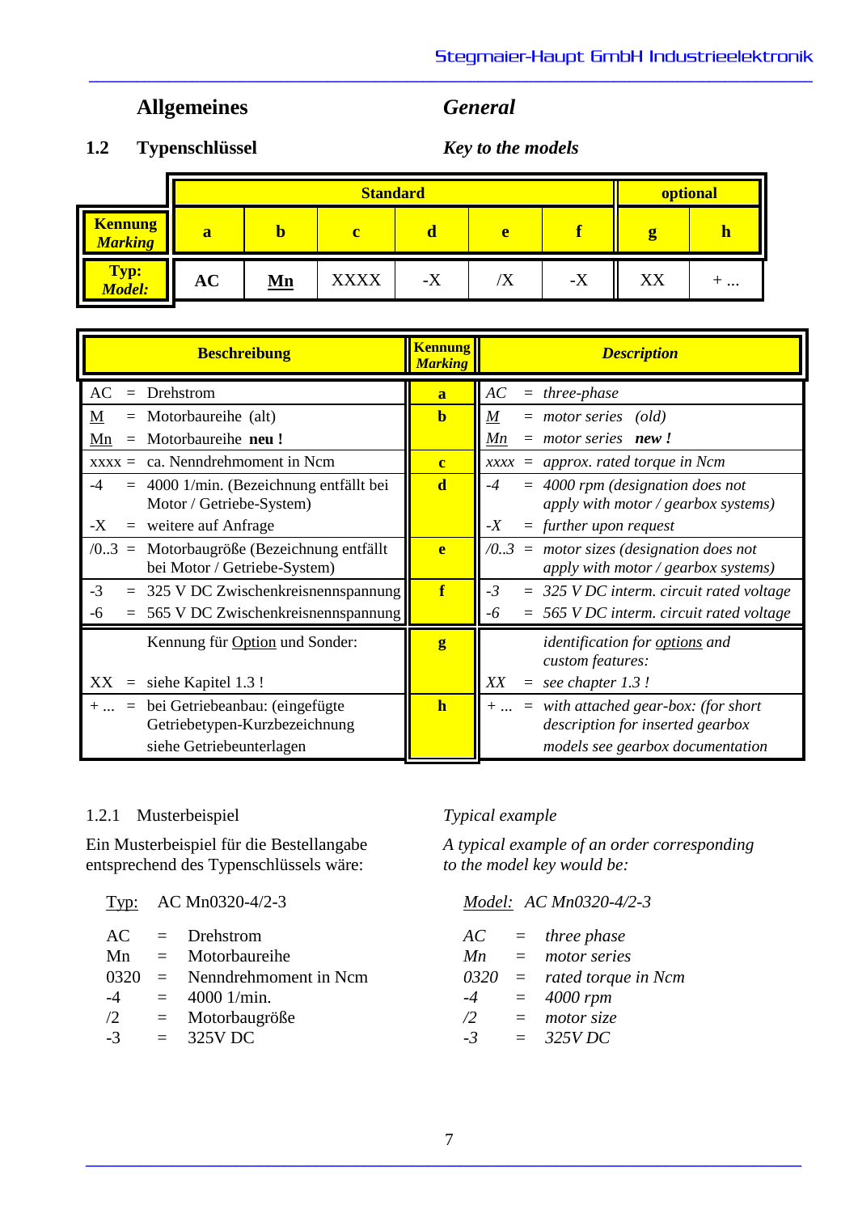## Allgemeines / *General*

### 1.2 Typenschlüssel / *Key to the models*

| | Standard | | | | | | optional | |
|---|---|---|---|---|---|---|---|---|
| **Kennung** / ***Marking*** | **a** | **b** | **c** | **d** | **e** | **f** | **g** | **h** |
| **Typ:** / ***Model:*** | **AC** | **Mn** | XXXX | -X | /X | -X | XX | + ... |

| Beschreibung | Kennung / *Marking* | *Description* |
|---|---|---|
| AC = Drehstrom | **a** | *AC = three-phase* |
| M = Motorbaureihe (alt)<br>Mn = Motorbaureihe **neu !** | **b** | *M = motor series (old)*<br>*Mn = motor series **new !*** |
| xxxx = ca. Nenndrehmoment in Ncm | **c** | *xxxx = approx. rated torque in Ncm* |
| -4 = 4000 1/min. (Bezeichnung entfällt bei Motor / Getriebe-System)<br>-X = weitere auf Anfrage | **d** | *-4 = 4000 rpm (designation does not apply with motor / gearbox systems)*<br>*-X = further upon request* |
| /0..3 = Motorbaugröße (Bezeichnung entfällt bei Motor / Getriebe-System) | **e** | */0..3 = motor sizes (designation does not apply with motor / gearbox systems)* |
| -3 = 325 V DC Zwischenkreisnennspannung<br>-6 = 565 V DC Zwischenkreisnennspannung | **f** | *-3 = 325 V DC interm. circuit rated voltage*<br>*-6 = 565 V DC interm. circuit rated voltage* |
| Kennung für Option und Sonder:<br>XX = siehe Kapitel 1.3 ! | **g** | *identification for options and custom features:*<br>*XX = see chapter 1.3 !* |
| + ... = bei Getriebeanbau: (eingefügte Getriebetypen-Kurzbezeichnung siehe Getriebeunterlagen | **h** | *+ ... = with attached gear-box: (for short description for inserted gearbox models see gearbox documentation* |

#### 1.2.1 Musterbeispiel / *Typical example*

Ein Musterbeispiel für die Bestellangabe entsprechend des Typenschlüssels wäre:

*A typical example of an order corresponding to the model key would be:*

Typ: AC Mn0320-4/2-3

| | | |
|---|---|---|
| AC | = | Drehstrom |
| Mn | = | Motorbaureihe |
| 0320 | = | Nenndrehmoment in Ncm |
| -4 | = | 4000 1/min. |
| /2 | = | Motorbaugröße |
| -3 | = | 325V DC |

*Model: AC Mn0320-4/2-3*

| | | |
|---|---|---|
| *AC* | = | *three phase* |
| *Mn* | = | *motor series* |
| *0320* | = | *rated torque in Ncm* |
| *-4* | = | *4000 rpm* |
| */2* | = | *motor size* |
| *-3* | = | *325V DC* |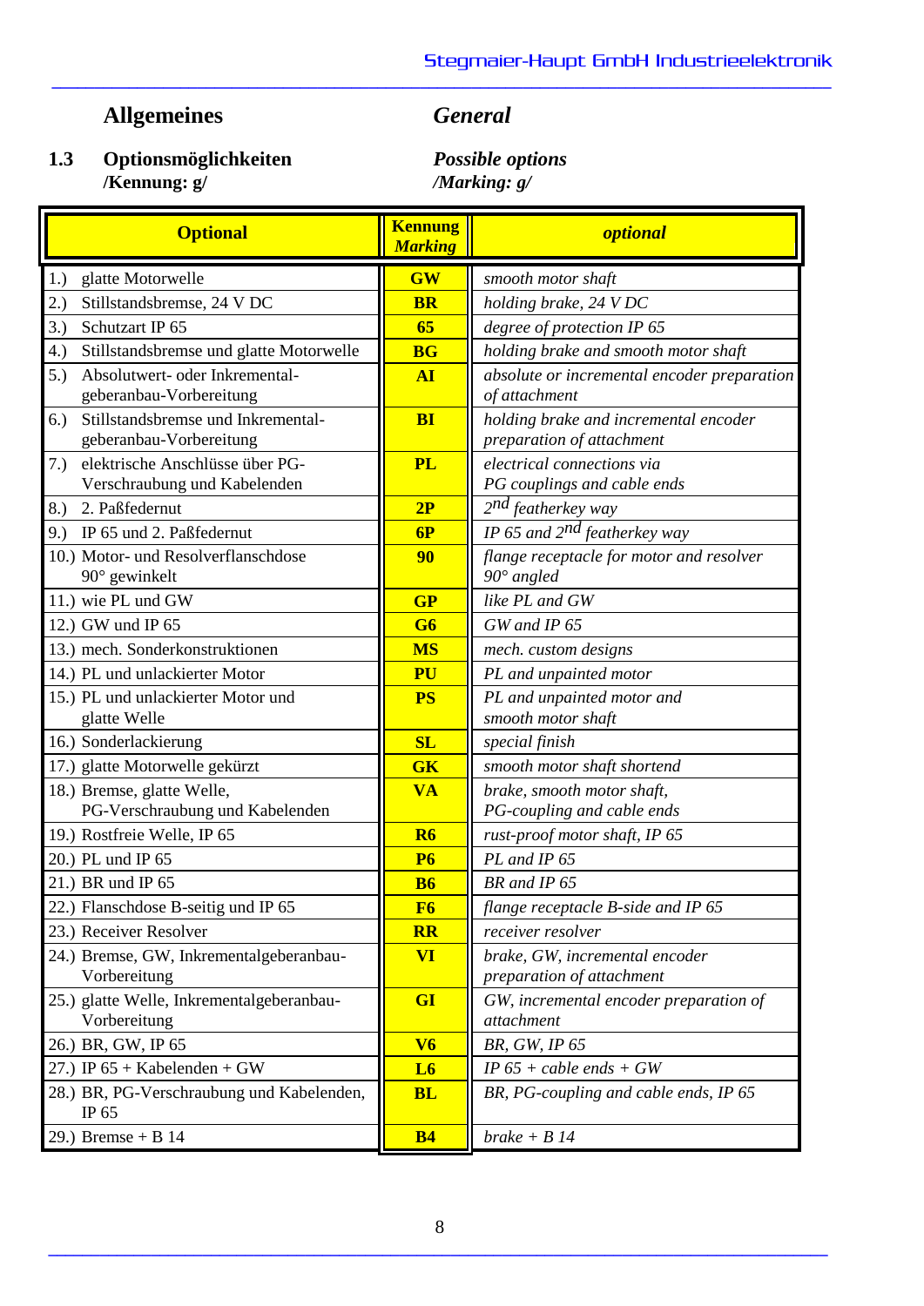# Allgemeines

*General*

## 1.3 Optionsmöglichkeiten /Kennung: g/

*Possible options /Marking: g/*

| Optional | Kennung *Marking* | *optional* |
|---|---|---|
| 1.) glatte Motorwelle | **GW** | *smooth motor shaft* |
| 2.) Stillstandsbremse, 24 V DC | **BR** | *holding brake, 24 V DC* |
| 3.) Schutzart IP 65 | **65** | *degree of protection IP 65* |
| 4.) Stillstandsbremse und glatte Motorwelle | **BG** | *holding brake and smooth motor shaft* |
| 5.) Absolutwert- oder Inkremental-geberanbau-Vorbereitung | **AI** | *absolute or incremental encoder preparation of attachment* |
| 6.) Stillstandsbremse und Inkremental-geberanbau-Vorbereitung | **BI** | *holding brake and incremental encoder preparation of attachment* |
| 7.) elektrische Anschlüsse über PG-Verschraubung und Kabelenden | **PL** | *electrical connections via PG couplings and cable ends* |
| 8.) 2. Paßfedernut | **2P** | *2nd featherkey way* |
| 9.) IP 65 und 2. Paßfedernut | **6P** | *IP 65 and 2nd featherkey way* |
| 10.) Motor- und Resolverflanschdose 90° gewinkelt | **90** | *flange receptacle for motor and resolver 90° angled* |
| 11.) wie PL und GW | **GP** | *like PL and GW* |
| 12.) GW und IP 65 | **G6** | *GW and IP 65* |
| 13.) mech. Sonderkonstruktionen | **MS** | *mech. custom designs* |
| 14.) PL und unlackierter Motor | **PU** | *PL and unpainted motor* |
| 15.) PL und unlackierter Motor und glatte Welle | **PS** | *PL and unpainted motor and smooth motor shaft* |
| 16.) Sonderlackierung | **SL** | *special finish* |
| 17.) glatte Motorwelle gekürzt | **GK** | *smooth motor shaft shortend* |
| 18.) Bremse, glatte Welle, PG-Verschraubung und Kabelenden | **VA** | *brake, smooth motor shaft, PG-coupling and cable ends* |
| 19.) Rostfreie Welle, IP 65 | **R6** | *rust-proof motor shaft, IP 65* |
| 20.) PL und IP 65 | **P6** | *PL and IP 65* |
| 21.) BR und IP 65 | **B6** | *BR and IP 65* |
| 22.) Flanschdose B-seitig und IP 65 | **F6** | *flange receptacle B-side and IP 65* |
| 23.) Receiver Resolver | **RR** | *receiver resolver* |
| 24.) Bremse, GW, Inkrementalgeberanbau-Vorbereitung | **VI** | *brake, GW, incremental encoder preparation of attachment* |
| 25.) glatte Welle, Inkrementalgeberanbau-Vorbereitung | **GI** | *GW, incremental encoder preparation of attachment* |
| 26.) BR, GW, IP 65 | **V6** | *BR, GW, IP 65* |
| 27.) IP 65 + Kabelenden + GW | **L6** | *IP 65 + cable ends + GW* |
| 28.) BR, PG-Verschraubung und Kabelenden, IP 65 | **BL** | *BR, PG-coupling and cable ends, IP 65* |
| 29.) Bremse + B 14 | **B4** | *brake + B 14* |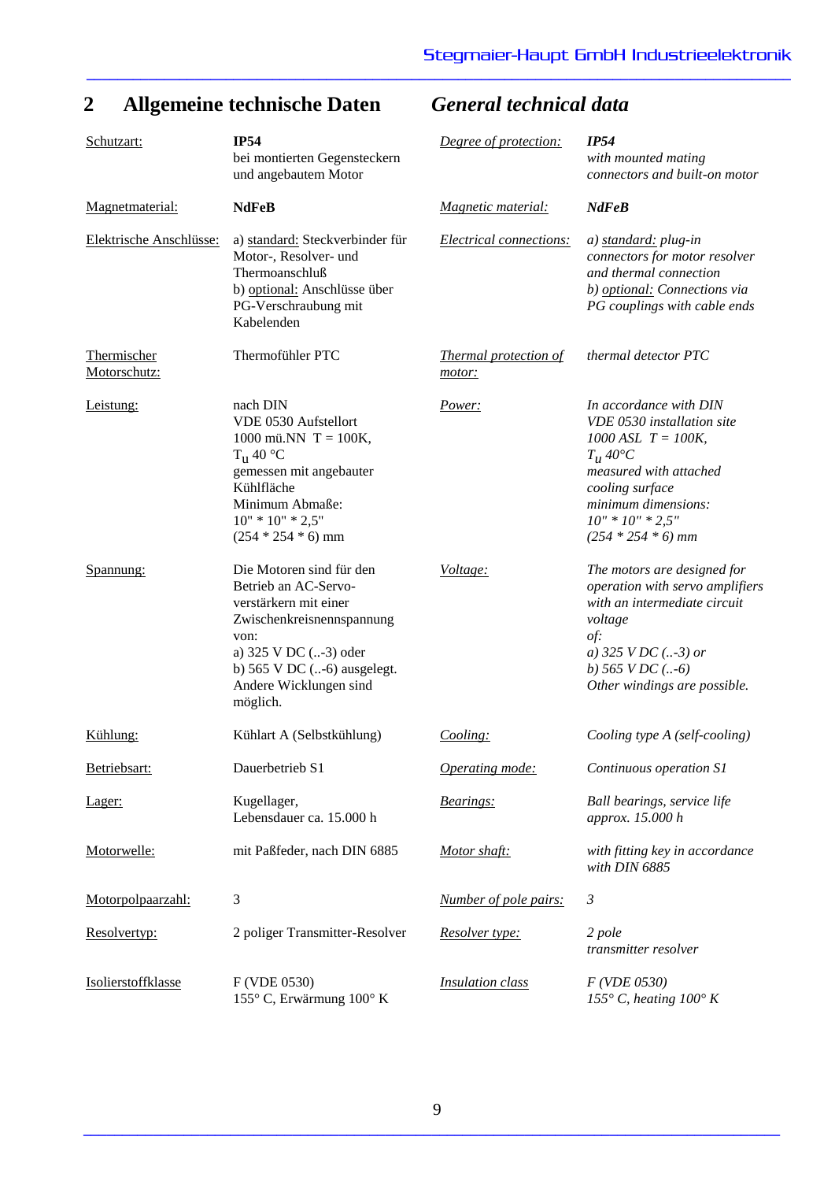## 2 Allgemeine technische Daten / *General technical data*

| Deutsch | | English | |
|---|---|---|---|
| Schutzart: | **IP54**<br>bei montierten Gegensteckern und angebautem Motor | *Degree of protection:* | ***IP54***<br>*with mounted mating connectors and built-on motor* |
| Magnetmaterial: | **NdFeB** | *Magnetic material:* | ***NdFeB*** |
| Elektrische Anschlüsse: | a) standard: Steckverbinder für Motor-, Resolver- und Thermoanschluß<br>b) optional: Anschlüsse über PG-Verschraubung mit Kabelenden | *Electrical connections:* | *a) standard: plug-in connectors for motor resolver and thermal connection*<br>*b) optional: Connections via PG couplings with cable ends* |
| Thermischer Motorschutz: | Thermofühler PTC | *Thermal protection of motor:* | *thermal detector PTC* |
| Leistung: | nach DIN VDE 0530 Aufstellort 1000 mü.NN T = 100K, $T_u$ 40 °C gemessen mit angebauter Kühlfläche Minimum Abmaße: 10" * 10" * 2,5" (254 * 254 * 6) mm | *Power:* | *In accordance with DIN VDE 0530 installation site 1000 ASL T = 100K, $T_u$ 40°C measured with attached cooling surface minimum dimensions: 10" * 10" * 2,5" (254 * 254 * 6) mm* |
| Spannung: | Die Motoren sind für den Betrieb an AC-Servo-verstärkern mit einer Zwischenkreisnennspannung von:<br>a) 325 V DC (..-3) oder<br>b) 565 V DC (..-6) ausgelegt.<br>Andere Wicklungen sind möglich. | *Voltage:* | *The motors are designed for operation with servo amplifiers with an intermediate circuit voltage of:*<br>*a) 325 V DC (..-3) or*<br>*b) 565 V DC (..-6)*<br>*Other windings are possible.* |
| Kühlung: | Kühlart A (Selbstkühlung) | *Cooling:* | *Cooling type A (self-cooling)* |
| Betriebsart: | Dauerbetrieb S1 | *Operating mode:* | *Continuous operation S1* |
| Lager: | Kugellager, Lebensdauer ca. 15.000 h | *Bearings:* | *Ball bearings, service life approx. 15.000 h* |
| Motorwelle: | mit Paßfeder, nach DIN 6885 | *Motor shaft:* | *with fitting key in accordance with DIN 6885* |
| Motorpolpaarzahl: | 3 | *Number of pole pairs:* | *3* |
| Resolvertyp: | 2 poliger Transmitter-Resolver | *Resolver type:* | *2 pole transmitter resolver* |
| Isolierstoffklasse | F (VDE 0530)<br>155° C, Erwärmung 100° K | *Insulation class* | *F (VDE 0530)*<br>*155° C, heating 100° K* |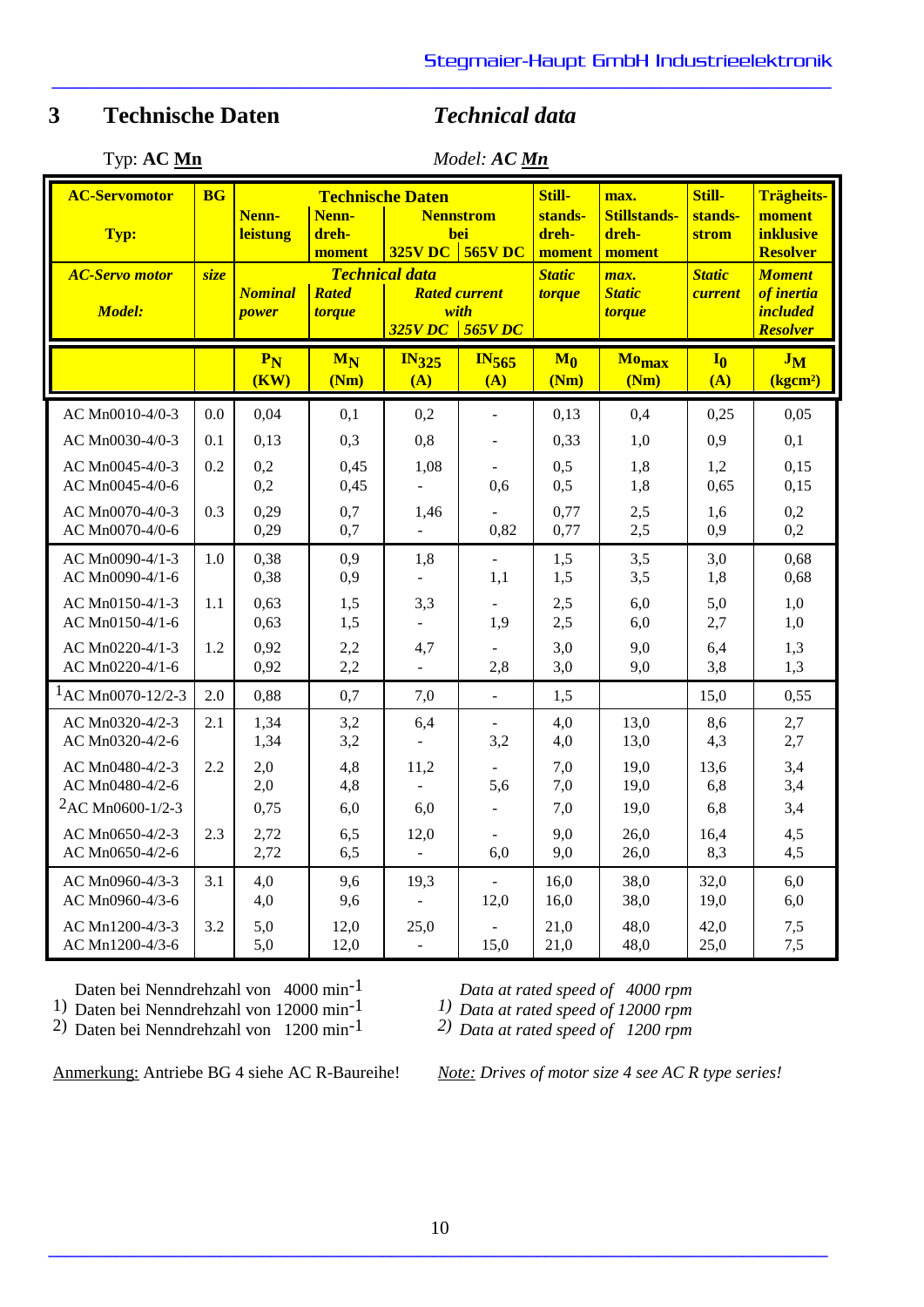# 3 Technische Daten *Technical data*

Typ: **AC Mn** *Model: **AC Mn***

| AC-Servomotor Typ: / *AC-Servo motor Model:* | BG / *size* | Nenn-leistung / *Nominal power* | Nenn-dreh-moment / *Rated torque* | Nennstrom bei 325V DC / *Rated current with 325V DC* | Nennstrom bei 565V DC / *Rated current with 565V DC* | Still-stands-dreh-moment / *Static torque* | max. Stillstands-dreh-moment / *max. Static torque* | Still-stands-strom / *Static current* | Trägheits-moment inklusive Resolver / *Moment of inertia included Resolver* |
|---|---|---|---|---|---|---|---|---|---|
| | | $P_N$ (KW) | $M_N$ (Nm) | $IN_{325}$ (A) | $IN_{565}$ (A) | $M_0$ (Nm) | $Mo_{max}$ (Nm) | $I_0$ (A) | $J_M$ (kgcm²) |
| AC Mn0010-4/0-3 | 0.0 | 0,04 | 0,1 | 0,2 | - | 0,13 | 0,4 | 0,25 | 0,05 |
| AC Mn0030-4/0-3 | 0.1 | 0,13 | 0,3 | 0,8 | - | 0,33 | 1,0 | 0,9 | 0,1 |
| AC Mn0045-4/0-3 | 0.2 | 0,2 | 0,45 | 1,08 | - | 0,5 | 1,8 | 1,2 | 0,15 |
| AC Mn0045-4/0-6 | | 0,2 | 0,45 | - | 0,6 | 0,5 | 1,8 | 0,65 | 0,15 |
| AC Mn0070-4/0-3 | 0.3 | 0,29 | 0,7 | 1,46 | - | 0,77 | 2,5 | 1,6 | 0,2 |
| AC Mn0070-4/0-6 | | 0,29 | 0,7 | - | 0,82 | 0,77 | 2,5 | 0,9 | 0,2 |
| AC Mn0090-4/1-3 | 1.0 | 0,38 | 0,9 | 1,8 | - | 1,5 | 3,5 | 3,0 | 0,68 |
| AC Mn0090-4/1-6 | | 0,38 | 0,9 | - | 1,1 | 1,5 | 3,5 | 1,8 | 0,68 |
| AC Mn0150-4/1-3 | 1.1 | 0,63 | 1,5 | 3,3 | - | 2,5 | 6,0 | 5,0 | 1,0 |
| AC Mn0150-4/1-6 | | 0,63 | 1,5 | - | 1,9 | 2,5 | 6,0 | 2,7 | 1,0 |
| AC Mn0220-4/1-3 | 1.2 | 0,92 | 2,2 | 4,7 | - | 3,0 | 9,0 | 6,4 | 1,3 |
| AC Mn0220-4/1-6 | | 0,92 | 2,2 | - | 2,8 | 3,0 | 9,0 | 3,8 | 1,3 |
| [1] AC Mn0070-12/2-3 | 2.0 | 0,88 | 0,7 | 7,0 | - | 1,5 | | 15,0 | 0,55 |
| AC Mn0320-4/2-3 | 2.1 | 1,34 | 3,2 | 6,4 | - | 4,0 | 13,0 | 8,6 | 2,7 |
| AC Mn0320-4/2-6 | | 1,34 | 3,2 | - | 3,2 | 4,0 | 13,0 | 4,3 | 2,7 |
| AC Mn0480-4/2-3 | 2.2 | 2,0 | 4,8 | 11,2 | - | 7,0 | 19,0 | 13,6 | 3,4 |
| AC Mn0480-4/2-6 | | 2,0 | 4,8 | - | 5,6 | 7,0 | 19,0 | 6,8 | 3,4 |
| [2] AC Mn0600-1/2-3 | | 0,75 | 6,0 | 6,0 | - | 7,0 | 19,0 | 6,8 | 3,4 |
| AC Mn0650-4/2-3 | 2.3 | 2,72 | 6,5 | 12,0 | - | 9,0 | 26,0 | 16,4 | 4,5 |
| AC Mn0650-4/2-6 | | 2,72 | 6,5 | - | 6,0 | 9,0 | 26,0 | 8,3 | 4,5 |
| AC Mn0960-4/3-3 | 3.1 | 4,0 | 9,6 | 19,3 | - | 16,0 | 38,0 | 32,0 | 6,0 |
| AC Mn0960-4/3-6 | | 4,0 | 9,6 | - | 12,0 | 16,0 | 38,0 | 19,0 | 6,0 |
| AC Mn1200-4/3-3 | 3.2 | 5,0 | 12,0 | 25,0 | - | 21,0 | 48,0 | 42,0 | 7,5 |
| AC Mn1200-4/3-6 | | 5,0 | 12,0 | - | 15,0 | 21,0 | 48,0 | 25,0 | 7,5 |

Daten bei Nenndrehzahl von 4000 $min^{-1}$ — *Data at rated speed of 4000 rpm*

1) Daten bei Nenndrehzahl von 12000 $min^{-1}$ — *1) Data at rated speed of 12000 rpm*

2) Daten bei Nenndrehzahl von 1200 $min^{-1}$ — *2) Data at rated speed of 1200 rpm*

Anmerkung: Antriebe BG 4 siehe AC R-Baureihe!

*Note: Drives of motor size 4 see AC R type series!*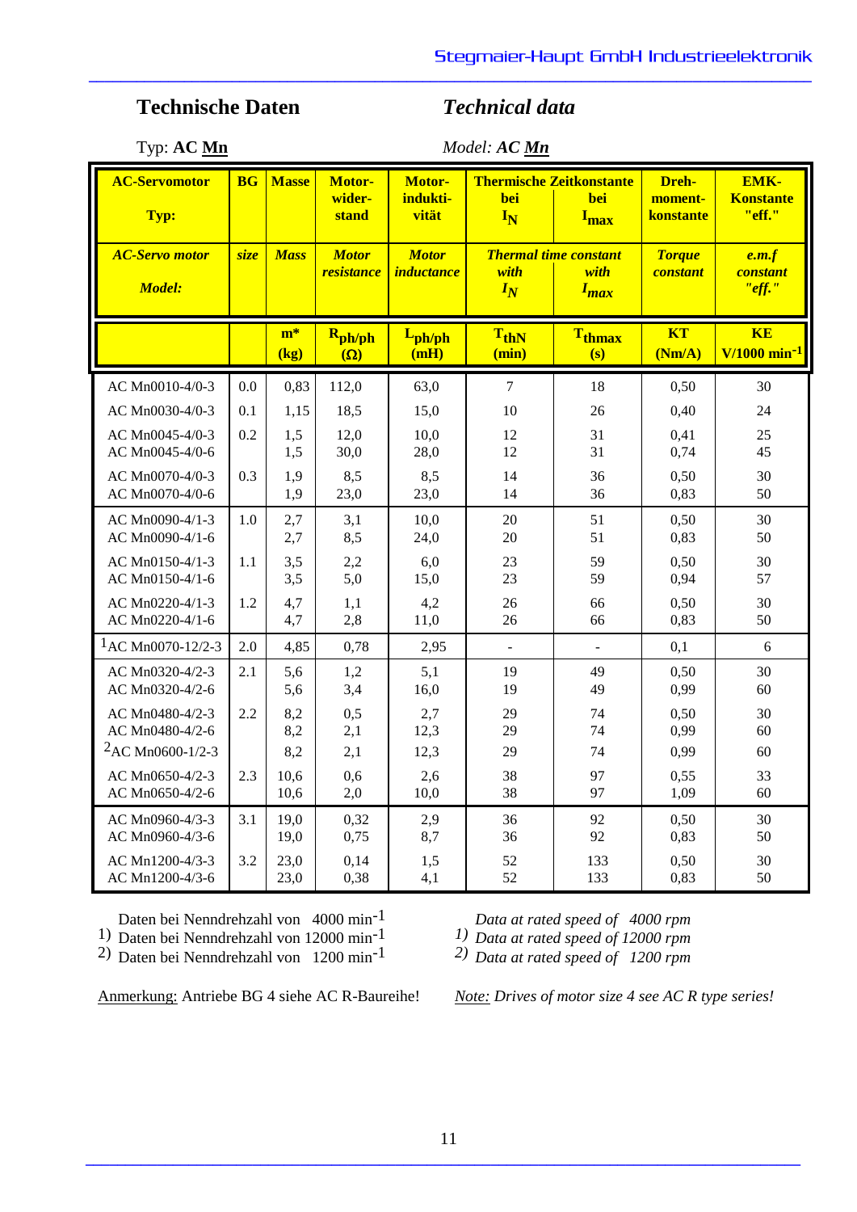## Technische Daten

## *Technical data*

Typ: **AC Mn**

*Model: **AC Mn***

| AC-Servomotor Typ: / *AC-Servo motor Model:* | BG / *size* | Masse / *Mass* | Motor-widerstand / *Motor resistance* | Motor-induktivität / *Motor inductance* | Thermische Zeitkonstante bei $I_N$ / *Thermal time constant with $I_N$* | Thermische Zeitkonstante bei $I_{max}$ / *Thermal time constant with $I_{max}$* | Drehmomentkonstante / *Torque constant* | EMK-Konstante "eff." / *e.m.f constant "eff."* |
|---|---|---|---|---|---|---|---|---|
| | | m* (kg) | $R_{ph/ph}$ (Ω) | $L_{ph/ph}$ (mH) | $T_{thN}$ (min) | $T_{thmax}$ (s) | KT (Nm/A) | KE V/1000 $min^{-1}$ |
| AC Mn0010-4/0-3 | 0.0 | 0,83 | 112,0 | 63,0 | 7 | 18 | 0,50 | 30 |
| AC Mn0030-4/0-3 | 0.1 | 1,15 | 18,5 | 15,0 | 10 | 26 | 0,40 | 24 |
| AC Mn0045-4/0-3 | 0.2 | 1,5 | 12,0 | 10,0 | 12 | 31 | 0,41 | 25 |
| AC Mn0045-4/0-6 | | 1,5 | 30,0 | 28,0 | 12 | 31 | 0,74 | 45 |
| AC Mn0070-4/0-3 | 0.3 | 1,9 | 8,5 | 8,5 | 14 | 36 | 0,50 | 30 |
| AC Mn0070-4/0-6 | | 1,9 | 23,0 | 23,0 | 14 | 36 | 0,83 | 50 |
| AC Mn0090-4/1-3 | 1.0 | 2,7 | 3,1 | 10,0 | 20 | 51 | 0,50 | 30 |
| AC Mn0090-4/1-6 | | 2,7 | 8,5 | 24,0 | 20 | 51 | 0,83 | 50 |
| AC Mn0150-4/1-3 | 1.1 | 3,5 | 2,2 | 6,0 | 23 | 59 | 0,50 | 30 |
| AC Mn0150-4/1-6 | | 3,5 | 5,0 | 15,0 | 23 | 59 | 0,94 | 57 |
| AC Mn0220-4/1-3 | 1.2 | 4,7 | 1,1 | 4,2 | 26 | 66 | 0,50 | 30 |
| AC Mn0220-4/1-6 | | 4,7 | 2,8 | 11,0 | 26 | 66 | 0,83 | 50 |
| [1] AC Mn0070-12/2-3 | 2.0 | 4,85 | 0,78 | 2,95 | - | - | 0,1 | 6 |
| AC Mn0320-4/2-3 | 2.1 | 5,6 | 1,2 | 5,1 | 19 | 49 | 0,50 | 30 |
| AC Mn0320-4/2-6 | | 5,6 | 3,4 | 16,0 | 19 | 49 | 0,99 | 60 |
| AC Mn0480-4/2-3 | 2.2 | 8,2 | 0,5 | 2,7 | 29 | 74 | 0,50 | 30 |
| AC Mn0480-4/2-6 | | 8,2 | 2,1 | 12,3 | 29 | 74 | 0,99 | 60 |
| [2] AC Mn0600-1/2-3 | | 8,2 | 2,1 | 12,3 | 29 | 74 | 0,99 | 60 |
| AC Mn0650-4/2-3 | 2.3 | 10,6 | 0,6 | 2,6 | 38 | 97 | 0,55 | 33 |
| AC Mn0650-4/2-6 | | 10,6 | 2,0 | 10,0 | 38 | 97 | 1,09 | 60 |
| AC Mn0960-4/3-3 | 3.1 | 19,0 | 0,32 | 2,9 | 36 | 92 | 0,50 | 30 |
| AC Mn0960-4/3-6 | | 19,0 | 0,75 | 8,7 | 36 | 92 | 0,83 | 50 |
| AC Mn1200-4/3-3 | 3.2 | 23,0 | 0,14 | 1,5 | 52 | 133 | 0,50 | 30 |
| AC Mn1200-4/3-6 | | 23,0 | 0,38 | 4,1 | 52 | 133 | 0,83 | 50 |

Daten bei Nenndrehzahl von 4000 $min^{-1}$
[1] Daten bei Nenndrehzahl von 12000 $min^{-1}$
[2] Daten bei Nenndrehzahl von 1200 $min^{-1}$

*Data at rated speed of 4000 rpm*
*[1] Data at rated speed of 12000 rpm*
*[2] Data at rated speed of 1200 rpm*

Anmerkung: Antriebe BG 4 siehe AC R-Baureihe!

*Note: Drives of motor size 4 see AC R type series!*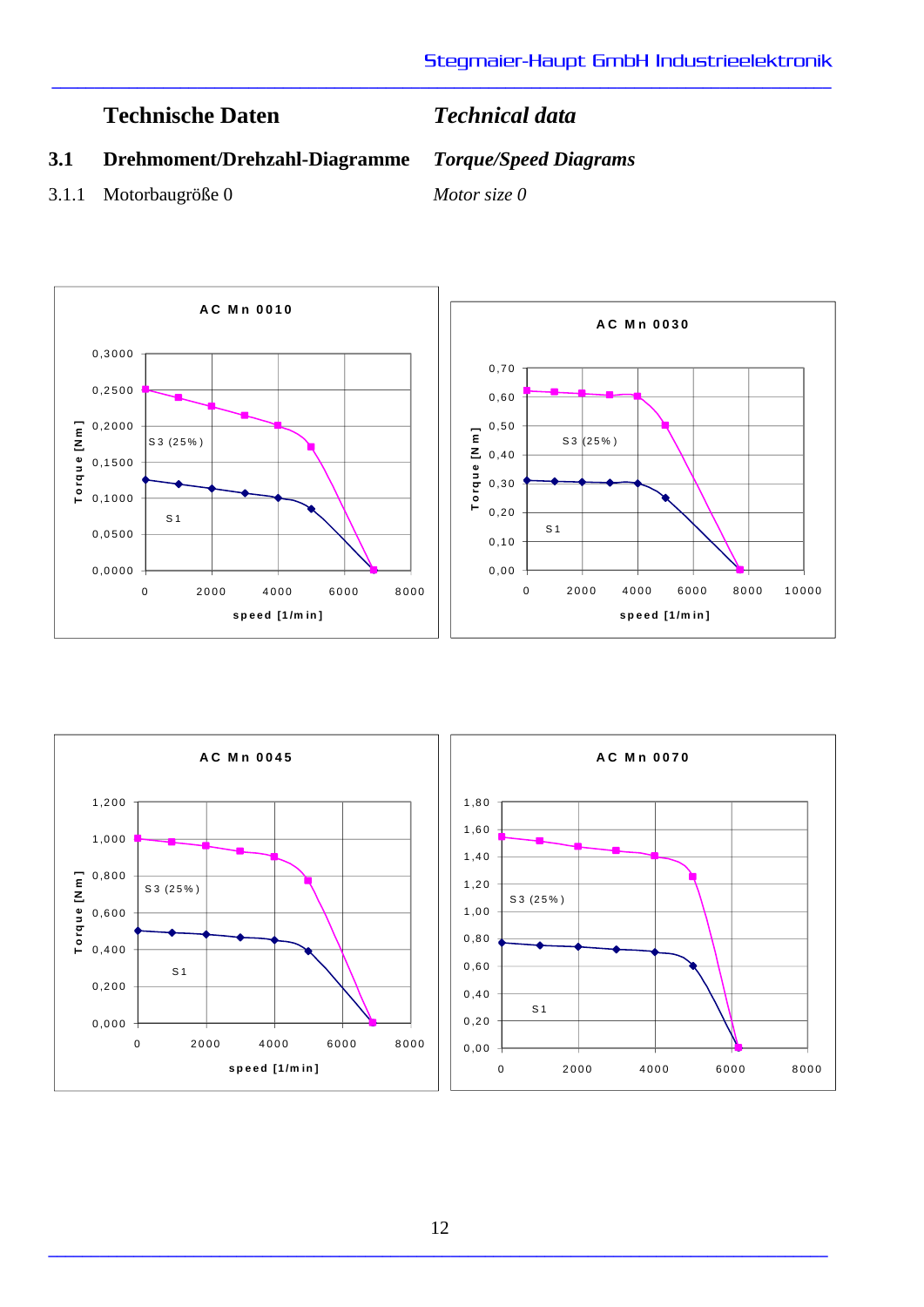# Technische Daten — *Technical data*

## 3.1 Drehmoment/Drehzahl-Diagramme — *Torque/Speed Diagrams*

### 3.1.1 Motorbaugröße 0 — *Motor size 0*

**AC Mn 0010**

Torque [Nm]: 0,0000 – 0,3000; speed [1/min]: 0 – 8000; S3 (25%), S1

**AC Mn 0030**

Torque [Nm]: 0,00 – 0,70; speed [1/min]: 0 – 10000; S3 (25%), S1

**AC Mn 0045**

Torque [Nm]: 0,000 – 1,200; speed [1/min]: 0 – 8000; S3 (25%), S1

**AC Mn 0070**

0,00 – 1,80; 0 – 8000; S3 (25%), S1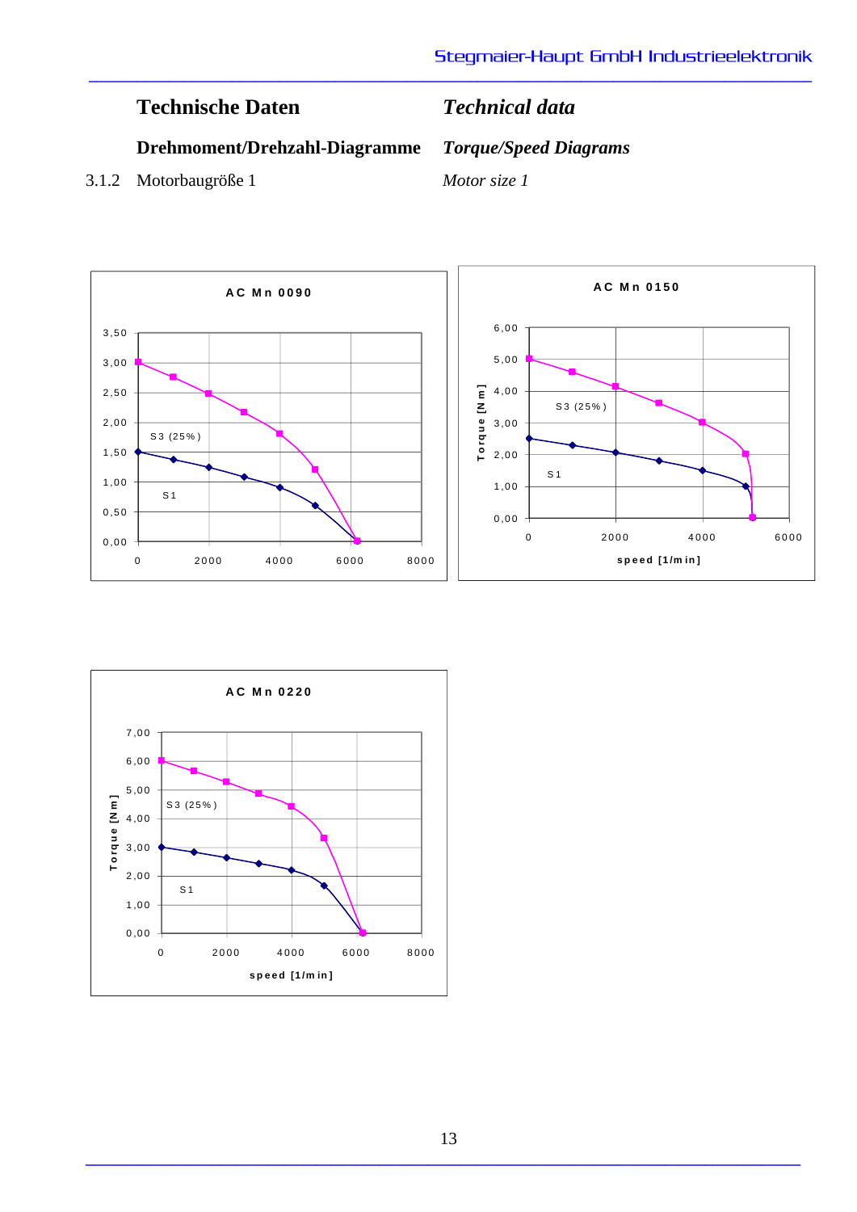# Technische Daten / *Technical data*

## Drehmoment/Drehzahl-Diagramme / *Torque/Speed Diagrams*

### 3.1.2 Motorbaugröße 1 / *Motor size 1*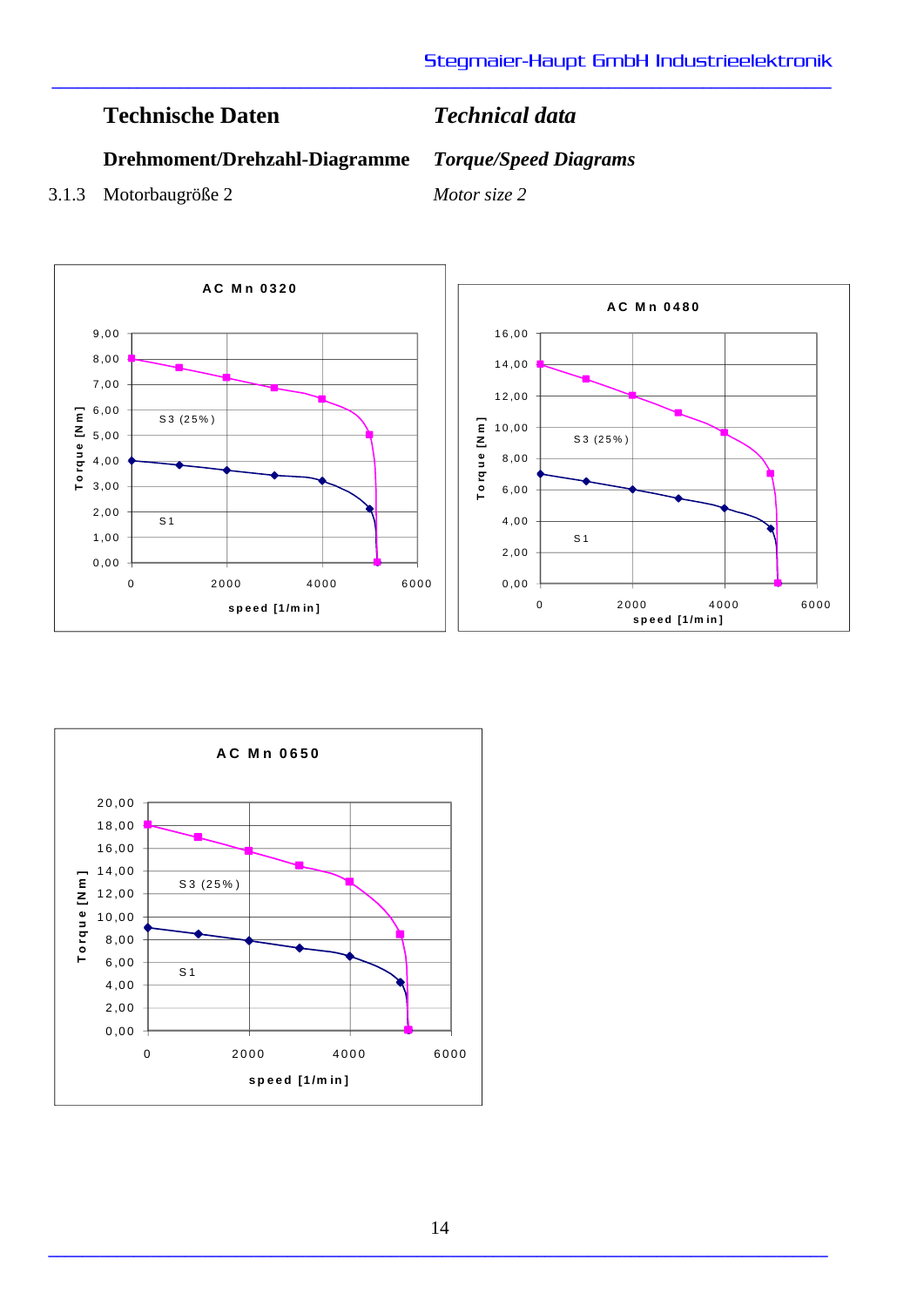# Technische Daten / *Technical data*

## Drehmoment/Drehzahl-Diagramme / *Torque/Speed Diagrams*

### 3.1.3 Motorbaugröße 2 / *Motor size 2*

**AC Mn 0320**

Torque [Nm]: 0,00 – 9,00; speed [1/min]: 0 – 6000

S3 (25%)

S1

**AC Mn 0480**

Torque [Nm]: 0,00 – 16,00; speed [1/min]: 0 – 6000

S3 (25%)

S1

**AC Mn 0650**

Torque [Nm]: 0,00 – 20,00; speed [1/min]: 0 – 6000

S3 (25%)

S1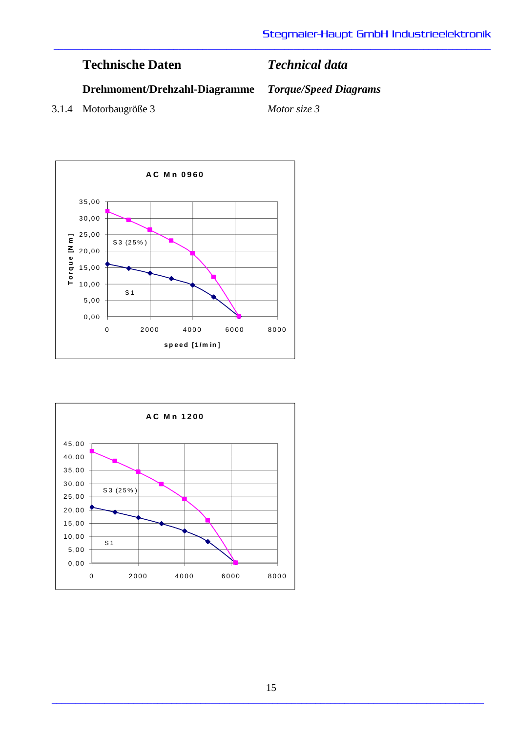# Technische Daten / *Technical data*

## Drehmoment/Drehzahl-Diagramme / *Torque/Speed Diagrams*

### 3.1.4 Motorbaugröße 3 / *Motor size 3*

**AC Mn 0960**

Torque [Nm]: 0,00 – 35,00; speed [1/min]: 0 – 8000

S3 (25%)

S1

**AC Mn 1200**

Torque: 0,00 – 45,00; speed: 0 – 8000

S3 (25%)

S1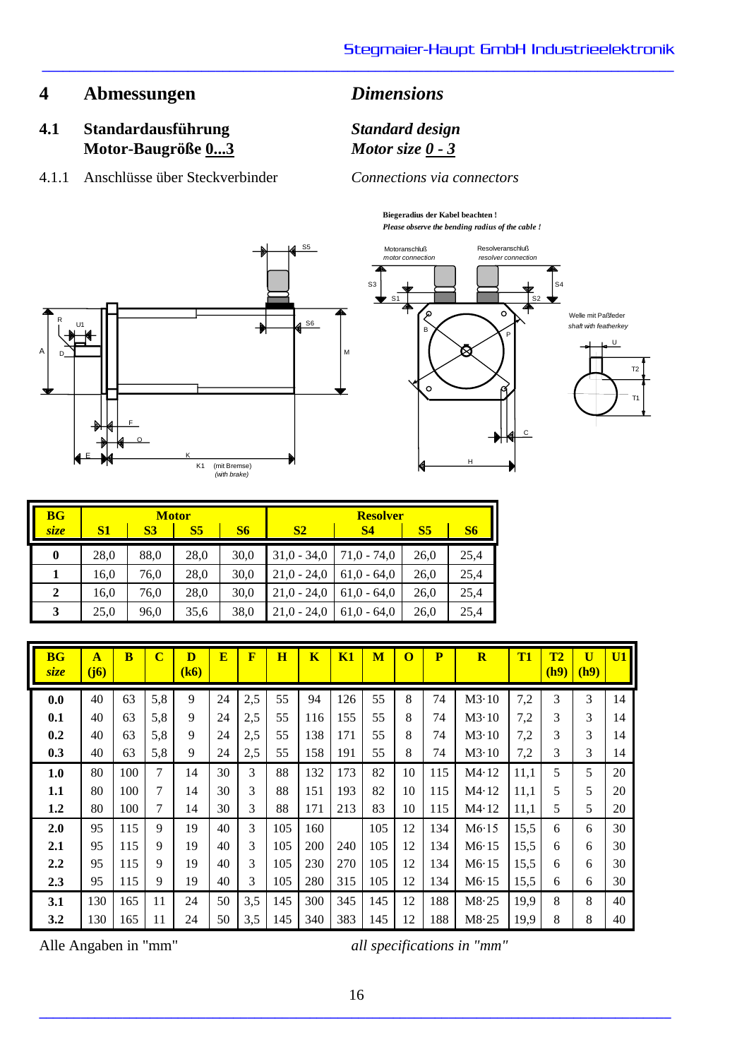## 4 Abmessungen / *Dimensions*

### 4.1 Standardausführung Motor-Baugröße <u>0...3</u> / *Standard design Motor size <u>0 - 3</u>*

4.1.1 Anschlüsse über Steckverbinder / *Connections via connectors*

**Biegeradius der Kabel beachten !**
***Please observe the bending radius of the cable !***

| BG *size* | Motor S1 | Motor S3 | Motor S5 | Motor S6 | Resolver S2 | Resolver S4 | Resolver S5 | Resolver S6 |
|---|---|---|---|---|---|---|---|---|
| **0** | 28,0 | 88,0 | 28,0 | 30,0 | 31,0 - 34,0 | 71,0 - 74,0 | 26,0 | 25,4 |
| **1** | 16,0 | 76,0 | 28,0 | 30,0 | 21,0 - 24,0 | 61,0 - 64,0 | 26,0 | 25,4 |
| **2** | 16,0 | 76,0 | 28,0 | 30,0 | 21,0 - 24,0 | 61,0 - 64,0 | 26,0 | 25,4 |
| **3** | 25,0 | 96,0 | 35,6 | 38,0 | 21,0 - 24,0 | 61,0 - 64,0 | 26,0 | 25,4 |

| BG *size* | A (j6) | B | C | D (k6) | E | F | H | K | K1 | M | O | P | R | T1 | T2 (h9) | U (h9) | U1 |
|---|---|---|---|---|---|---|---|---|---|---|---|---|---|---|---|---|---|
| **0.0** | 40 | 63 | 5,8 | 9 | 24 | 2,5 | 55 | 94 | 126 | 55 | 8 | 74 | M3·10 | 7,2 | 3 | 3 | 14 |
| **0.1** | 40 | 63 | 5,8 | 9 | 24 | 2,5 | 55 | 116 | 155 | 55 | 8 | 74 | M3·10 | 7,2 | 3 | 3 | 14 |
| **0.2** | 40 | 63 | 5,8 | 9 | 24 | 2,5 | 55 | 138 | 171 | 55 | 8 | 74 | M3·10 | 7,2 | 3 | 3 | 14 |
| **0.3** | 40 | 63 | 5,8 | 9 | 24 | 2,5 | 55 | 158 | 191 | 55 | 8 | 74 | M3·10 | 7,2 | 3 | 3 | 14 |
| **1.0** | 80 | 100 | 7 | 14 | 30 | 3 | 88 | 132 | 173 | 82 | 10 | 115 | M4·12 | 11,1 | 5 | 5 | 20 |
| **1.1** | 80 | 100 | 7 | 14 | 30 | 3 | 88 | 151 | 193 | 82 | 10 | 115 | M4·12 | 11,1 | 5 | 5 | 20 |
| **1.2** | 80 | 100 | 7 | 14 | 30 | 3 | 88 | 171 | 213 | 83 | 10 | 115 | M4·12 | 11,1 | 5 | 5 | 20 |
| **2.0** | 95 | 115 | 9 | 19 | 40 | 3 | 105 | 160 | | 105 | 12 | 134 | M6·15 | 15,5 | 6 | 6 | 30 |
| **2.1** | 95 | 115 | 9 | 19 | 40 | 3 | 105 | 200 | 240 | 105 | 12 | 134 | M6·15 | 15,5 | 6 | 6 | 30 |
| **2.2** | 95 | 115 | 9 | 19 | 40 | 3 | 105 | 230 | 270 | 105 | 12 | 134 | M6·15 | 15,5 | 6 | 6 | 30 |
| **2.3** | 95 | 115 | 9 | 19 | 40 | 3 | 105 | 280 | 315 | 105 | 12 | 134 | M6·15 | 15,5 | 6 | 6 | 30 |
| **3.1** | 130 | 165 | 11 | 24 | 50 | 3,5 | 145 | 300 | 345 | 145 | 12 | 188 | M8·25 | 19,9 | 8 | 8 | 40 |
| **3.2** | 130 | 165 | 11 | 24 | 50 | 3,5 | 145 | 340 | 383 | 145 | 12 | 188 | M8·25 | 19,9 | 8 | 8 | 40 |

Alle Angaben in "mm" / *all specifications in "mm"*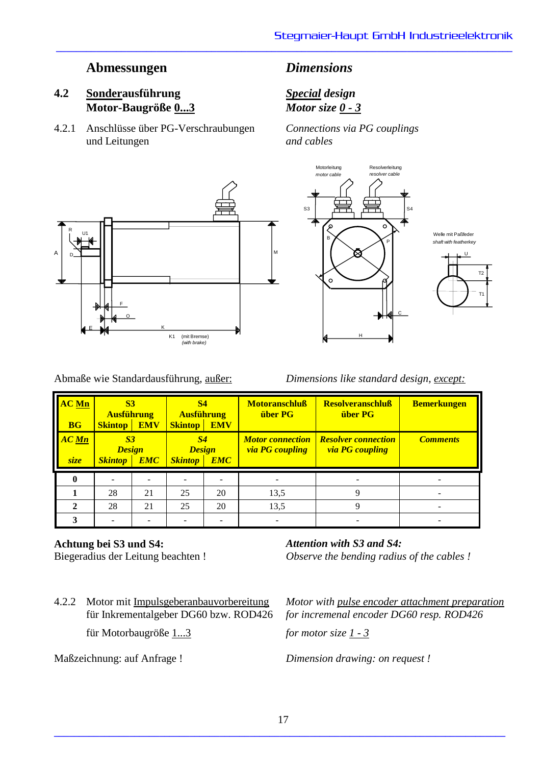## Abmessungen / *Dimensions*

### 4.2 **<u>Sonder</u>ausführung Motor-Baugröße <u>0...3</u>** / ***<u>Special</u> design Motor size <u>0 - 3</u>***

4.2.1 Anschlüsse über PG-Verschraubungen und Leitungen

*Connections via PG couplings and cables*

R U1 A D F O E K K1 (mit Bremse) *(with brake)* M

Motorleitung *motor cable* Resolverleitung *resolver cable* S3 S4 B P C H

Welle mit Paßfeder *shaft with featherkey* U T2 T1

Abmaße wie Standardausführung, <u>außer:</u>

*Dimensions like standard design, <u>except:</u>*

| AC <u>Mn</u> BG / *AC <u>Mn</u> size* | S3 Ausführung / *S3 Design* Skintop | EMV / *EMC* | S4 Ausführung / *S4 Design* Skintop | EMV / *EMC* | Motoranschluß über PG / *Motor connection via PG coupling* | Resolveranschluß über PG / *Resolver connection via PG coupling* | Bemerkungen / *Comments* |
|---|---|---|---|---|---|---|---|
| **0** | - | - | - | - | - | - | - |
| **1** | 28 | 21 | 25 | 20 | 13,5 | 9 | - |
| **2** | 28 | 21 | 25 | 20 | 13,5 | 9 | - |
| **3** | - | - | - | - | - | - | - |

**Achtung bei S3 und S4:**
Biegeradius der Leitung beachten !

***Attention with S3 and S4:***
*Observe the bending radius of the cables !*

4.2.2 Motor mit <u>Impulsgeberanbauvorbereitung</u> für Inkrementalgeber DG60 bzw. ROD426

für Motorbaugröße <u>1...3</u>

*Motor with <u>pulse encoder attachment preparation</u> for incremenal encoder DG60 resp. ROD426*

*for motor size <u>1 - 3</u>*

Maßzeichnung: auf Anfrage !

*Dimension drawing: on request !*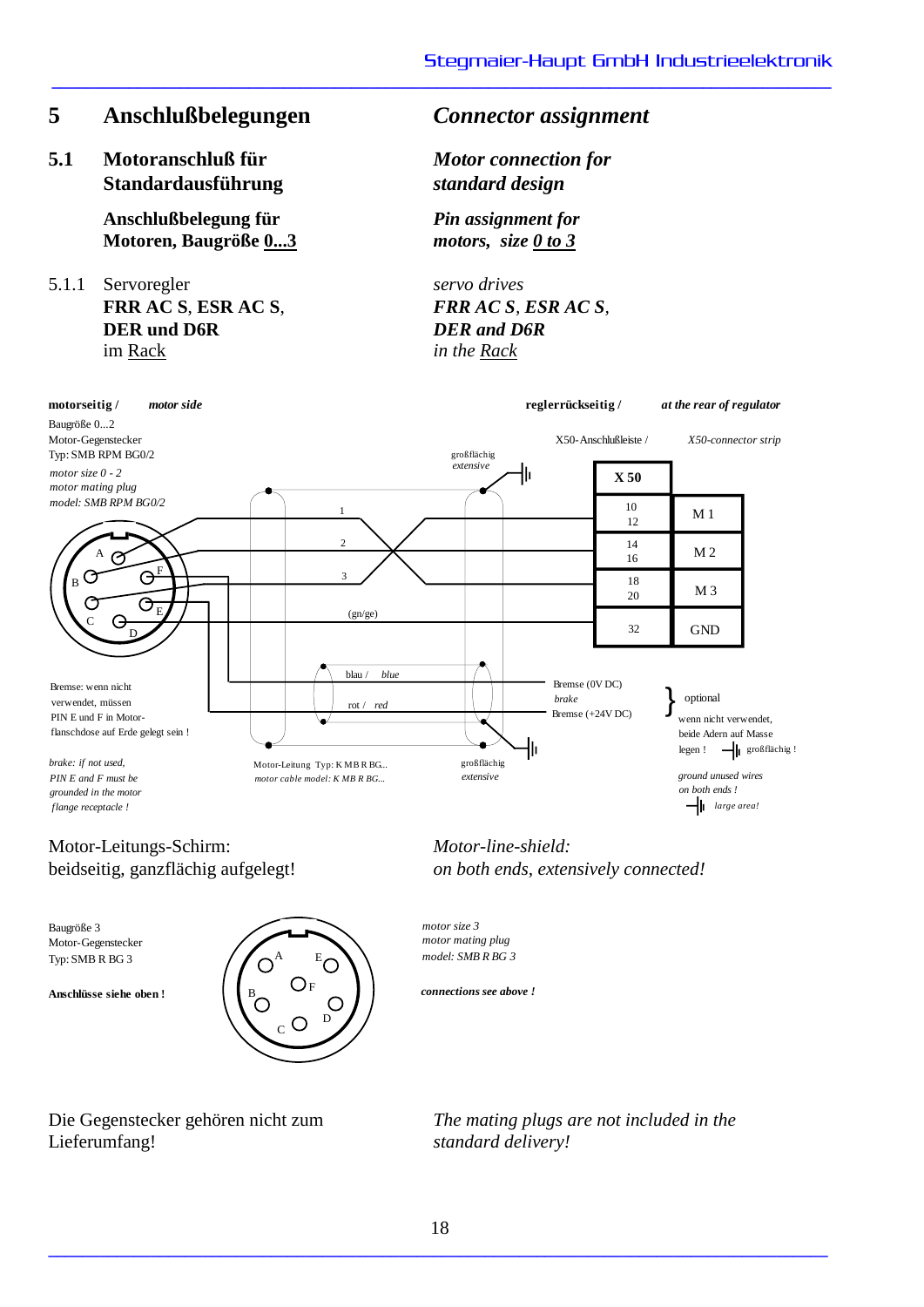## 5 Anschlußbelegungen / *Connector assignment*

### 5.1 Motoranschluß für Standardausführung / *Motor connection for standard design*

**Anschlußbelegung für Motoren, Baugröße 0...3** / ***Pin assignment for motors, size 0 to 3***

#### 5.1.1 Servoregler **FRR AC S**, **ESR AC S**, **DER und D6R** im Rack / *servo drives* ***FRR AC S***, ***ESR AC S***, ***DER and D6R*** *in the Rack*

**motorseitig /** ***motor side***

Baugröße 0...2
Motor-Gegenstecker
Typ: SMB RPM BG0/2

*motor size 0 - 2*
*motor mating plug*
*model: SMB RPM BG0/2*

**reglerrückseitig /** ***at the rear of regulator***

X50-Anschlußleiste / *X50-connector strip*

großflächig / *extensive*

| X 50 | |
|---|---|
| 10, 12 | M 1 |
| 14, 16 | M 2 |
| 18, 20 | M 3 |
| 32 | GND |

Leitungen: 1, 2, 3, (gn/ge), blau / *blue*, rot / *red*

Bremse (0V DC) / *brake*
Bremse (+24V DC)

optional
wenn nicht verwendet, beide Adern auf Masse legen ! großflächig !
*ground unused wires on both ends !* *large area!*

Bremse: wenn nicht verwendet, müssen PIN E und F in Motor-flanschdose auf Erde gelegt sein !

*brake: if not used, PIN E and F must be grounded in the motor flange receptacle !*

Motor-Leitung Typ: K MB R BG...
*motor cable model: K MB R BG...*

großflächig
*extensive*

Motor-Leitungs-Schirm: beidseitig, ganzflächig aufgelegt!

*Motor-line-shield: on both ends, extensively connected!*

Baugröße 3
Motor-Gegenstecker
Typ: SMB R BG 3

**Anschlüsse siehe oben !**

*motor size 3*
*motor mating plug*
*model: SMB R BG 3*

***connections see above !***

Die Gegenstecker gehören nicht zum Lieferumfang!

*The mating plugs are not included in the standard delivery!*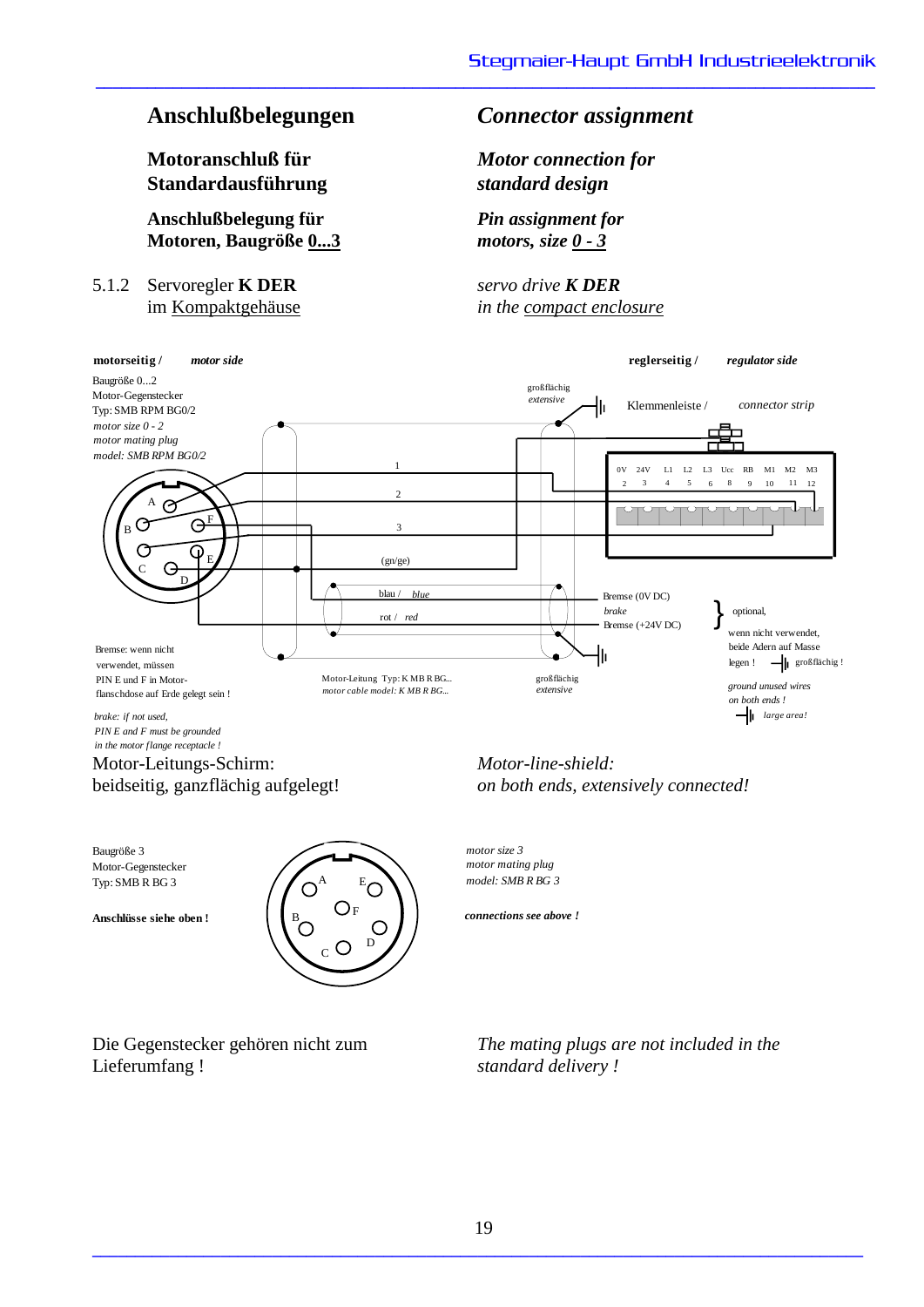## Anschlußbelegungen

## *Connector assignment*

### Motoranschluß für Standardausführung

### *Motor connection for standard design*

### Anschlußbelegung für Motoren, Baugröße 0...3

### *Pin assignment for motors, size 0 - 3*

5.1.2 Servoregler **K DER** im Kompaktgehäuse

*servo drive **K DER** in the compact enclosure*

**motorseitig /** ***motor side***

Baugröße 0...2
Motor-Gegenstecker
Typ: SMB RPM BG0/2

*motor size 0 - 2*
*motor mating plug*
*model: SMB RPM BG0/2*

**reglerseitig /** ***regulator side***

großflächig
*extensive*

Klemmenleiste / *connector strip*

| 0V | 24V | L1 | L2 | L3 | Ucc | RB | M1 | M2 | M3 |
|---|---|---|---|---|---|---|---|---|---|
| 2 | 3 | 4 | 5 | 6 | 8 | 9 | 10 | 11 | 12 |

1
2
3
(gn/ge)
blau / *blue*
rot / *red*

Bremse (0V DC)
*brake*
Bremse (+24V DC)

optional,
wenn nicht verwendet, beide Adern auf Masse legen ! großflächig !

*ground unused wires on both ends !* *large area!*

Bremse: wenn nicht verwendet, müssen PIN E und F in Motor-flanschdose auf Erde gelegt sein !

*brake: if not used, PIN E and F must be grounded in the motor flange receptacle !*

Motor-Leitung Typ: K MB R BG...
*motor cable model: K MB R BG...*

großflächig
*extensive*

Motor-Leitungs-Schirm:
beidseitig, ganzflächig aufgelegt!

*Motor-line-shield:*
*on both ends, extensively connected!*

Baugröße 3
Motor-Gegenstecker
Typ: SMB R BG 3

**Anschlüsse siehe oben !**

*motor size 3*
*motor mating plug*
*model: SMB R BG 3*

***connections see above !***

Die Gegenstecker gehören nicht zum Lieferumfang !

*The mating plugs are not included in the standard delivery !*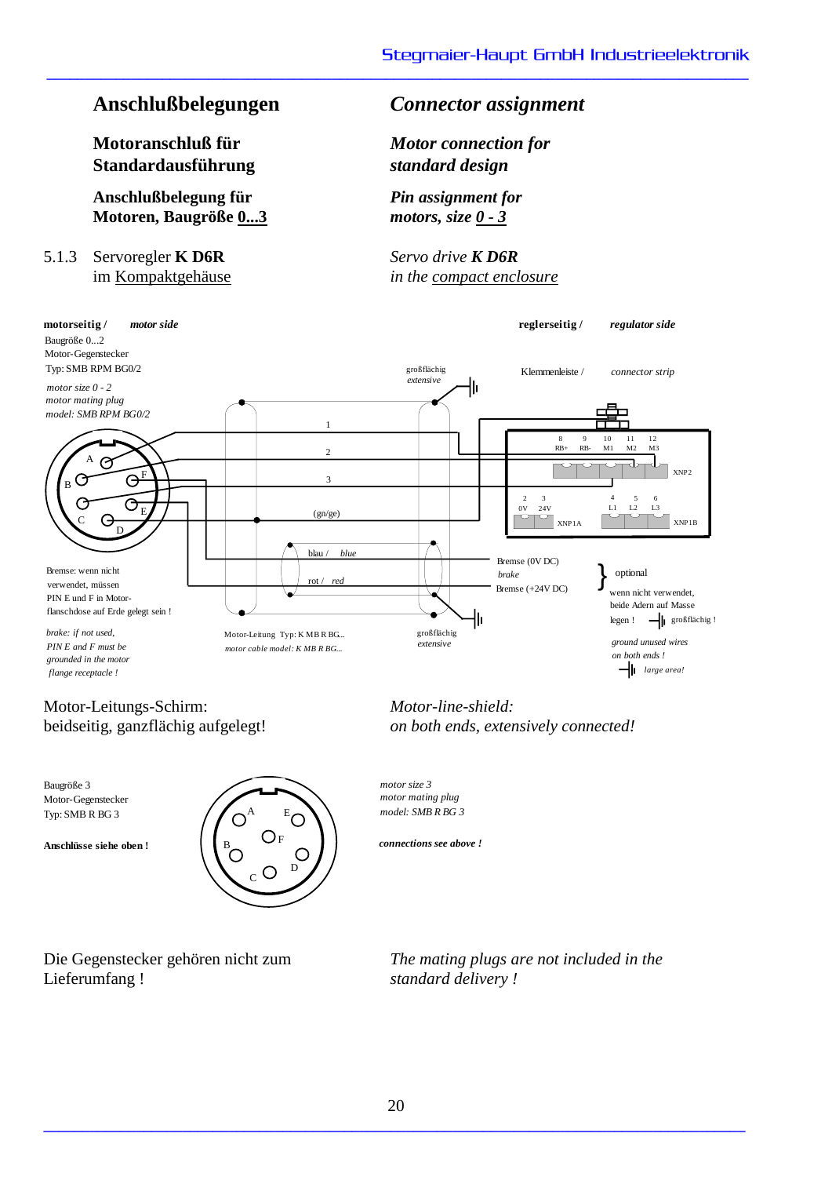# Anschlußbelegungen

# *Connector assignment*

## Motoranschluß für Standardausführung

## *Motor connection for standard design*

### Anschlußbelegung für Motoren, Baugröße 0...3

### *Pin assignment for motors, size 0 - 3*

5.1.3 Servoregler **K D6R** im Kompaktgehäuse

*Servo drive **K D6R** in the compact enclosure*

**motorseitig /** ***motor side***

Baugröße 0...2
Motor-Gegenstecker
Typ: SMB RPM BG0/2

*motor size 0 - 2*
*motor mating plug*
*model: SMB RPM BG0/2*

**reglerseitig /** ***regulator side***

Klemmenleiste / *connector strip*

großflächig
*extensive*

1
2
3
(gn/ge)
blau / *blue*
rot / *red*

8 RB+ | 9 RB- | 10 M1 | 11 M2 | 12 M3 — XNP2

2 0V | 3 24V — XNP1A

4 L1 | 5 L2 | 6 L3 — XNP1B

Bremse (0V DC)
*brake*
Bremse (+24V DC)

optional

wenn nicht verwendet, beide Adern auf Masse legen ! großflächig !

*ground unused wires on both ends ! large area!*

Bremse: wenn nicht verwendet, müssen PIN E und F in Motor-flanschdose auf Erde gelegt sein !

*brake: if not used, PIN E and F must be grounded in the motor flange receptacle !*

Motor-Leitung Typ: K MB R BG...
*motor cable model: K MB R BG...*

großflächig
*extensive*

Motor-Leitungs-Schirm:
beidseitig, ganzflächig aufgelegt!

*Motor-line-shield:*
*on both ends, extensively connected!*

Baugröße 3
Motor-Gegenstecker
Typ: SMB R BG 3

**Anschlüsse siehe oben !**

*motor size 3*
*motor mating plug*
*model: SMB R BG 3*

***connections see above !***

Die Gegenstecker gehören nicht zum Lieferumfang !

*The mating plugs are not included in the standard delivery !*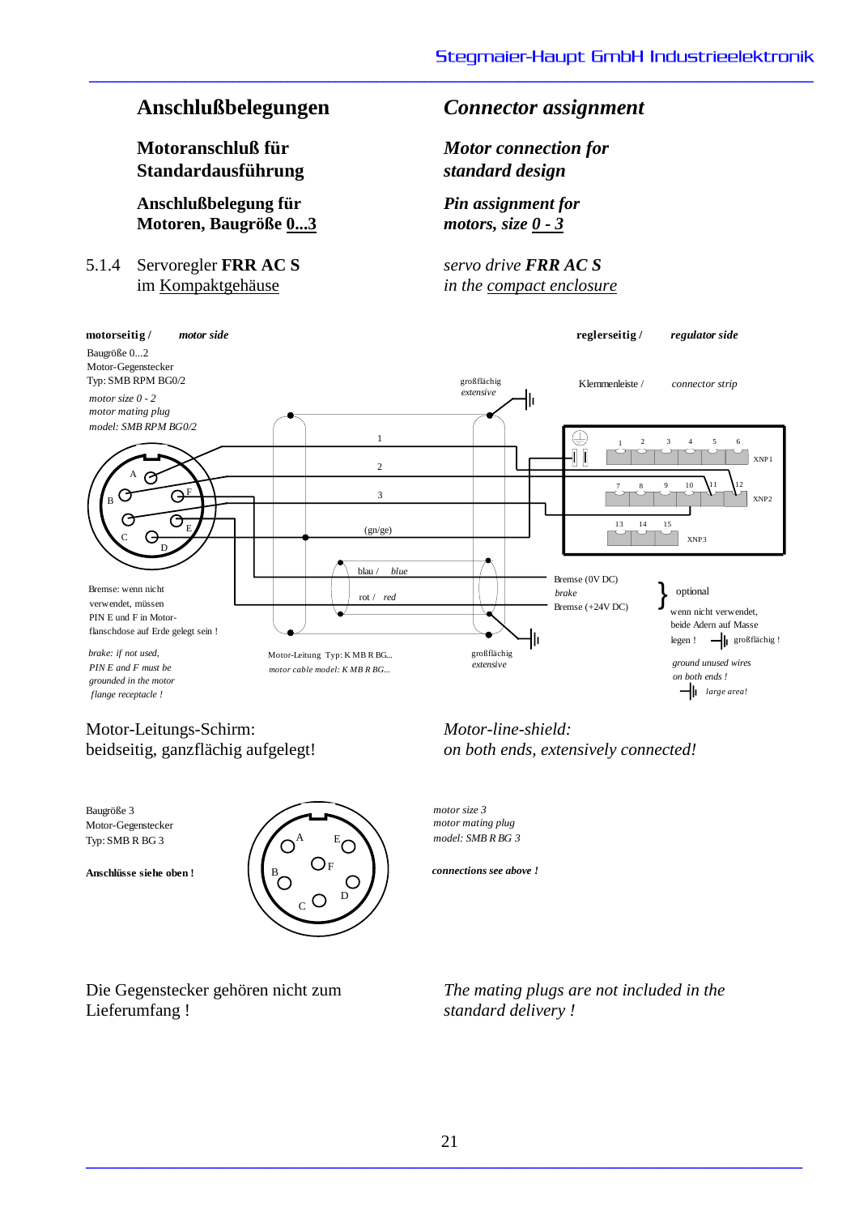## Anschlußbelegungen

## *Connector assignment*

### Motoranschluß für Standardausführung

### *Motor connection for standard design*

### Anschlußbelegung für Motoren, Baugröße 0...3

### *Pin assignment for motors, size 0 - 3*

5.1.4 Servoregler **FRR AC S** im Kompaktgehäuse

*servo drive **FRR AC S** in the compact enclosure*

**motorseitig /** ***motor side***

Baugröße 0...2
Motor-Gegenstecker
Typ: SMB RPM BG0/2

*motor size 0 - 2*
*motor mating plug*
*model: SMB RPM BG0/2*

**reglerseitig /** ***regulator side***

Klemmenleiste / *connector strip*

großflächig / *extensive*

1, 2, 3, (gn/ge)

blau / *blue*

rot / *red*

XNP1: 1 2 3 4 5 6
XNP2: 7 8 9 10 11 12
XNP3: 13 14 15

Bremse (0V DC) / *brake* / Bremse (+24V DC) } optional

wenn nicht verwendet, beide Adern auf Masse legen ! großflächig !

*ground unused wires on both ends ! large area!*

Bremse: wenn nicht verwendet, müssen PIN E und F in Motor-flanschdose auf Erde gelegt sein !

*brake: if not used, PIN E and F must be grounded in the motor flange receptacle !*

Motor-Leitung Typ: K MB R BG...
*motor cable model: K MB R BG...*

großflächig / *extensive*

Motor-Leitungs-Schirm: beidseitig, ganzflächig aufgelegt!

*Motor-line-shield: on both ends, extensively connected!*

Baugröße 3
Motor-Gegenstecker
Typ: SMB R BG 3

**Anschlüsse siehe oben !**

*motor size 3*
*motor mating plug*
*model: SMB R BG 3*

***connections see above !***

Die Gegenstecker gehören nicht zum Lieferumfang !

*The mating plugs are not included in the standard delivery !*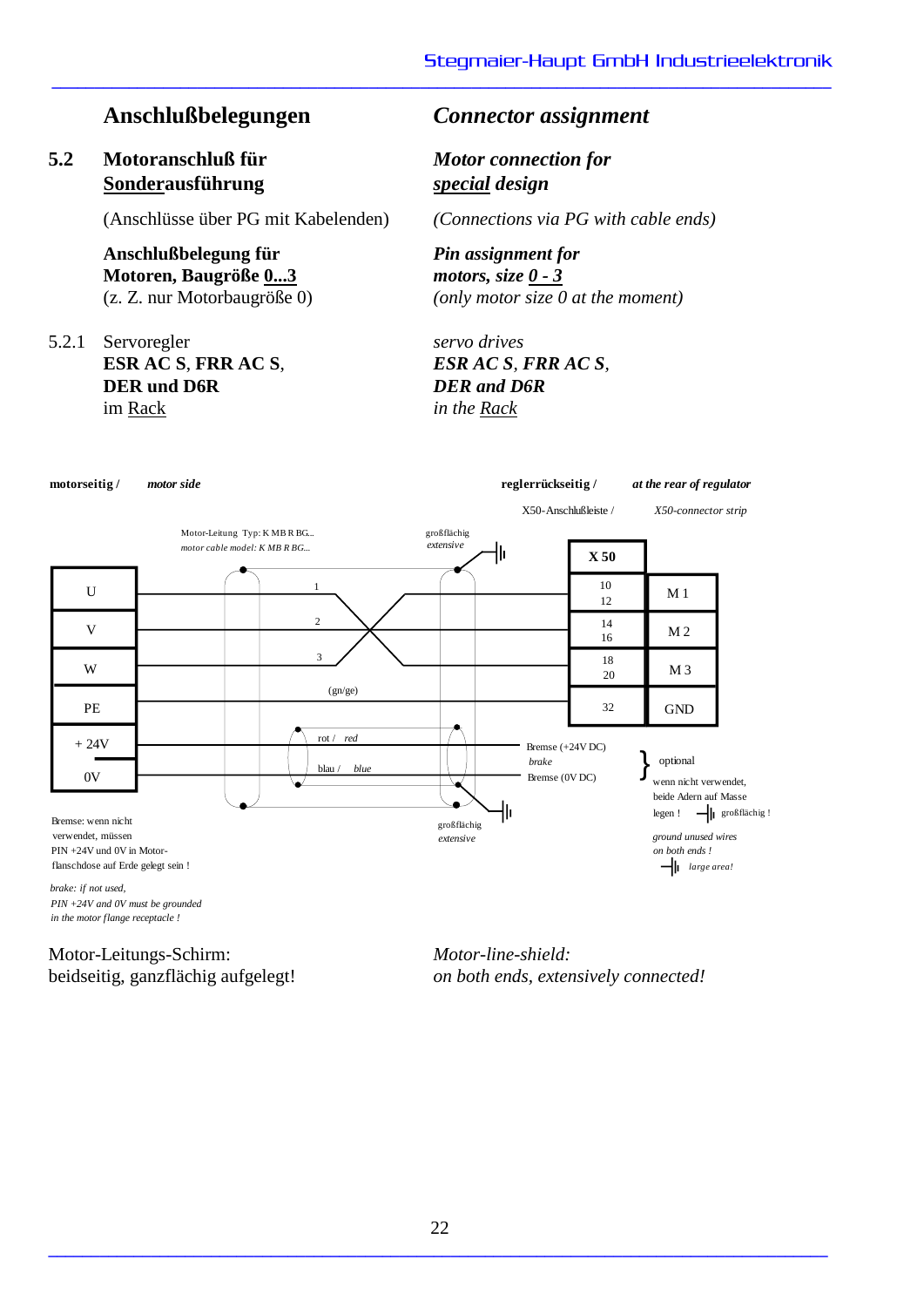## Anschlußbelegungen

## *Connector assignment*

### 5.2 Motoranschluß für <u>Sonder</u>ausführung

### *Motor connection for <u>special</u> design*

(Anschlüsse über PG mit Kabelenden)

*(Connections via PG with cable ends)*

**Anschlußbelegung für Motoren, Baugröße <u>0...3</u>**
(z. Z. nur Motorbaugröße 0)

***Pin assignment for motors, size <u>0 - 3</u>***
*(only motor size 0 at the moment)*

5.2.1 Servoregler
**ESR AC S**, **FRR AC S**,
**DER und D6R**
im <u>Rack</u>

*servo drives*
***ESR AC S**, **FRR AC S**,*
***DER and D6R***
*in the <u>Rack</u>*

**motorseitig /** ***motor side***

**reglerrückseitig /** ***at the rear of regulator***

X50-Anschlußleiste / *X50-connector strip*

Motor-Leitung Typ: K MB R BG...
*motor cable model: K MB R BG...*

großflächig
*extensive*

| Motor side | Wire | X 50 | |
|---|---|---|---|
| U | 1 | 10, 12 | M 1 |
| V | 2 | 14, 16 | M 2 |
| W | 3 | 18, 20 | M 3 |
| PE | (gn/ge) | 32 | GND |
| + 24V | rot / *red* | Bremse (+24V DC) *brake* | optional |
| 0V | blau / *blue* | Bremse (0V DC) | optional |

optional: wenn nicht verwendet, beide Adern auf Masse legen ! großflächig !

*ground unused wires on both ends ! large area!*

Bremse: wenn nicht verwendet, müssen PIN +24V und 0V in Motor-flanschdose auf Erde gelegt sein !

*brake: if not used, PIN +24V and 0V must be grounded in the motor flange receptacle !*

großflächig
*extensive*

Motor-Leitungs-Schirm:
beidseitig, ganzflächig aufgelegt!

*Motor-line-shield:*
*on both ends, extensively connected!*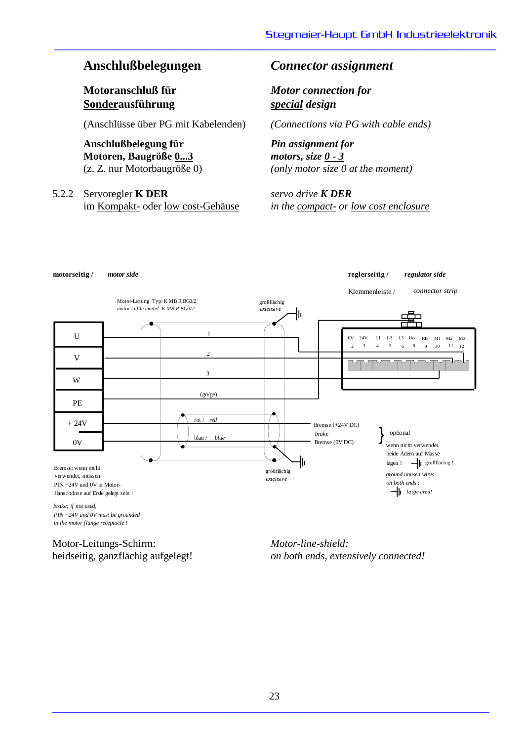## Anschlußbelegungen

## *Connector assignment*

**Motoranschluß für Sonderausführung**

***Motor connection for special design***

(Anschlüsse über PG mit Kabelenden)

*(Connections via PG with cable ends)*

**Anschlußbelegung für Motoren, Baugröße 0...3**
(z. Z. nur Motorbaugröße 0)

***Pin assignment for motors, size 0 - 3***
*(only motor size 0 at the moment)*

5.2.2 Servoregler **K DER**
im Kompakt- oder low cost-Gehäuse

*servo drive **K DER***
*in the compact- or low cost enclosure*

**motorseitig /** ***motor side***

**reglerseitig /** ***regulator side***

Klemmenleiste / *connector strip*

Motor-Leitung Typ: K MB R BG0/2
*motor cable model: K MB R BG0/2*

großflächig
*extensive*

| Motor | Wire |
|---|---|
| U | 1 |
| V | 2 |
| W | 3 |
| PE | (gn/ge) |
| + 24V | rot / *red* |
| 0V | blau / *blue* |

| 0V | 24V | L1 | L2 | L3 | Ucc | RB | M1 | M2 | M3 |
|---|---|---|---|---|---|---|---|---|---|
| 2 | 3 | 4 | 5 | 6 | 8 | 9 | 10 | 11 | 12 |

Bremse (+24V DC)
*brake*
Bremse (0V DC)

} optional

wenn nicht verwendet, beide Adern auf Masse legen ! großflächig !

*ground unused wires on both ends !* *large area!*

großflächig
*extensive*

Bremse: wenn nicht verwendet, müssen PIN +24V und 0V in Motor-flanschdose auf Erde gelegt sein !

*brake: if not used, PIN +24V and 0V must be grounded in the motor flange receptacle !*

Motor-Leitungs-Schirm:
beidseitig, ganzflächig aufgelegt!

*Motor-line-shield:*
*on both ends, extensively connected!*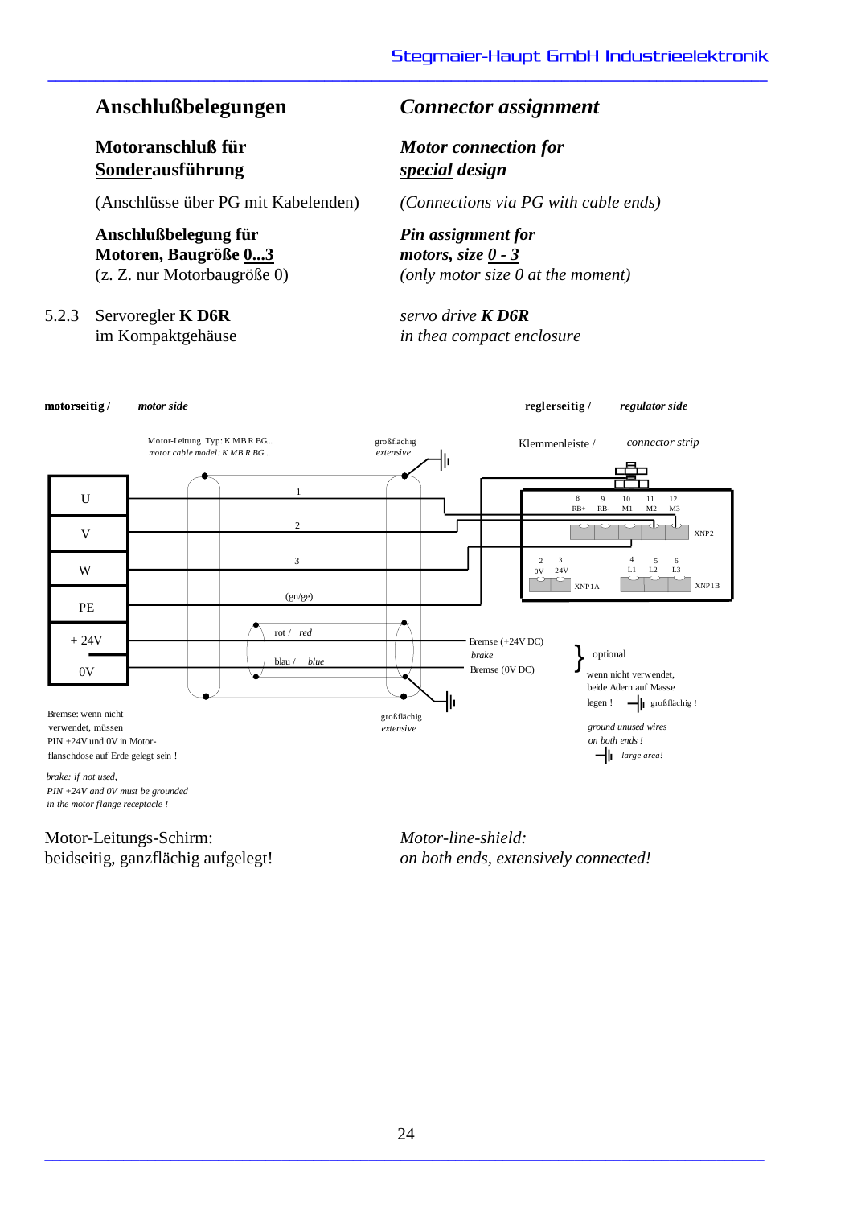## Anschlußbelegungen

## *Connector assignment*

### Motoranschluß für <u>Sonder</u>ausführung

### *Motor connection for <u>special</u> design*

(Anschlüsse über PG mit Kabelenden)

*(Connections via PG with cable ends)*

**Anschlußbelegung für Motoren, Baugröße <u>0...3</u>**
(z. Z. nur Motorbaugröße 0)

***Pin assignment for motors, size <u>0 - 3</u>***
*(only motor size 0 at the moment)*

5.2.3 Servoregler **K D6R** im <u>Kompaktgehäuse</u>

*servo drive **K D6R** in thea <u>compact enclosure</u>*

**motorseitig /** ***motor side***

**reglerseitig /** ***regulator side***

Motor-Leitung Typ: K MB R BG...
*motor cable model: K MB R BG...*

großflächig
*extensive*

Klemmenleiste / *connector strip*

| Motor | Wire | Regulator |
|---|---|---|
| U | 1 | 10 M1 (XNP2) |
| V | 2 | 11 M2 (XNP2) |
| W | 3 | 12 M3 (XNP2) |
| PE | (gn/ge) | connector strip |
| + 24V | rot / *red* | Bremse (+24V DC) *brake* |
| 0V | blau / *blue* | Bremse (0V DC) |

XNP2: 8 RB+, 9 RB-, 10 M1, 11 M2, 12 M3

XNP1A: 2 0V, 3 24V

XNP1B: 4 L1, 5 L2, 6 L3

} optional

wenn nicht verwendet, beide Adern auf Masse legen ! großflächig !

*ground unused wires on both ends ! large area!*

Bremse: wenn nicht verwendet, müssen PIN +24V und 0V in Motor-flanschdose auf Erde gelegt sein !

*brake: if not used, PIN +24V and 0V must be grounded in the motor flange receptacle !*

Motor-Leitungs-Schirm:
beidseitig, ganzflächig aufgelegt!

*Motor-line-shield:*
*on both ends, extensively connected!*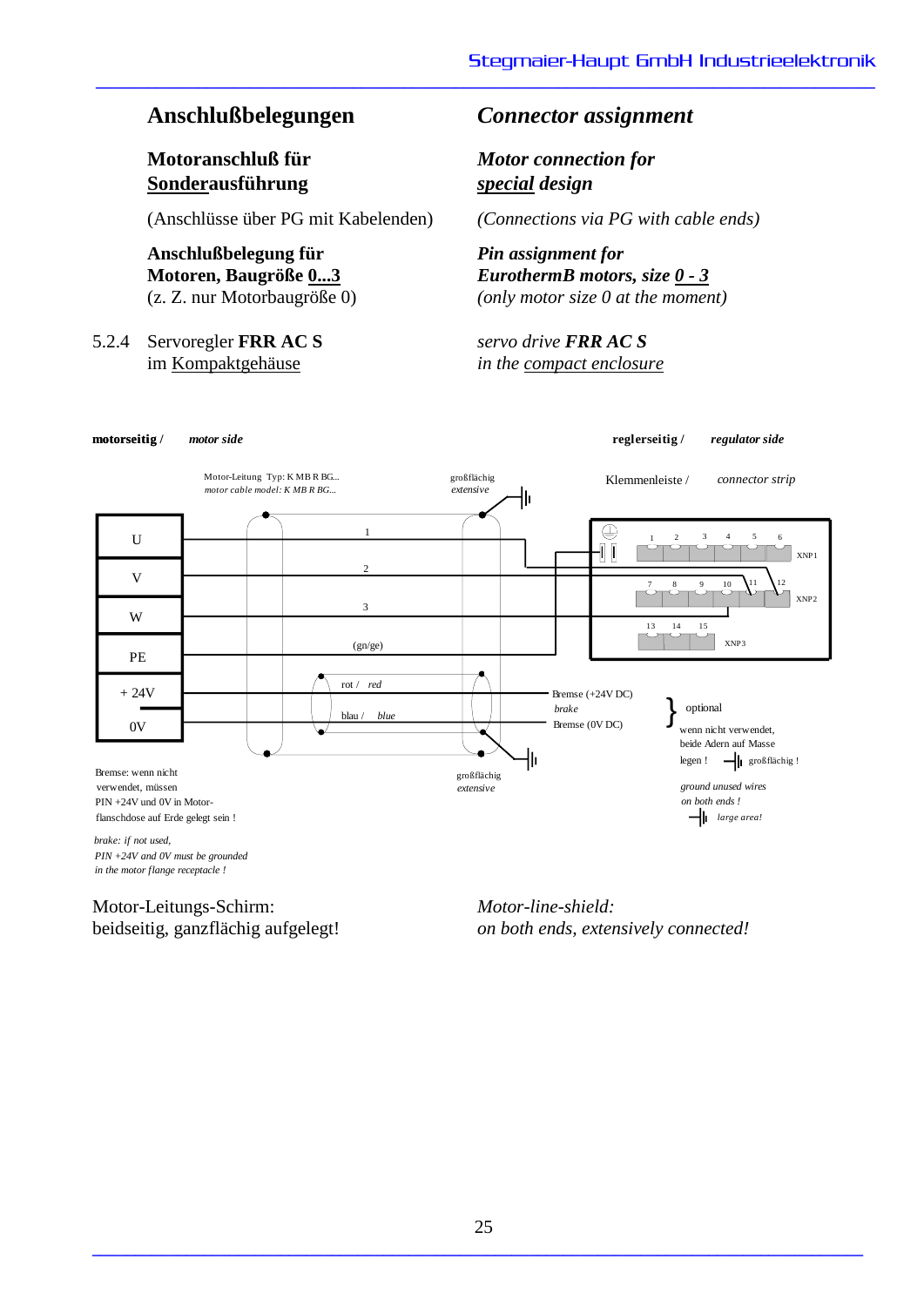## Anschlußbelegungen

## *Connector assignment*

### Motoranschluß für Sonderausführung

### *Motor connection for special design*

(Anschlüsse über PG mit Kabelenden)

*(Connections via PG with cable ends)*

**Anschlußbelegung für Motoren, Baugröße 0...3**
(z. Z. nur Motorbaugröße 0)

***Pin assignment for EurothermB motors, size 0 - 3***
*(only motor size 0 at the moment)*

5.2.4 Servoregler **FRR AC S** im Kompaktgehäuse

*servo drive **FRR AC S** in the compact enclosure*

**motorseitig /** ***motor side***

**reglerseitig /** ***regulator side***

Motor-Leitung Typ: K MB R BG...
*motor cable model: K MB R BG...*

großflächig
*extensive*

Klemmenleiste / *connector strip*

U — 1
V — 2
W — 3
PE — (gn/ge)
+ 24V — rot / *red* — Bremse (+24V DC) *brake*
0V — blau / *blue* — Bremse (0V DC)

XNP1: 1 2 3 4 5 6
XNP2: 7 8 9 10 11 12
XNP3: 13 14 15

} optional

wenn nicht verwendet, beide Adern auf Masse legen ! großflächig !

*ground unused wires on both ends ! large area!*

großflächig
*extensive*

Bremse: wenn nicht verwendet, müssen PIN +24V und 0V in Motor-flanschdose auf Erde gelegt sein !

*brake: if not used, PIN +24V and 0V must be grounded in the motor flange receptacle !*

Motor-Leitungs-Schirm:
beidseitig, ganzflächig aufgelegt!

*Motor-line-shield:*
*on both ends, extensively connected!*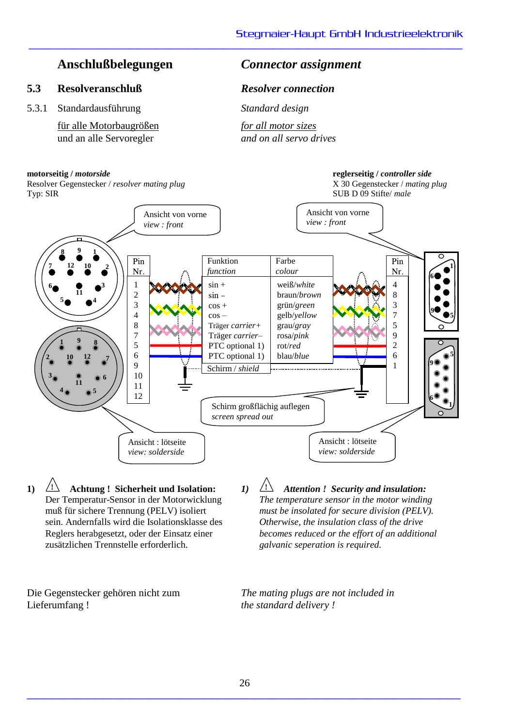## Anschlußbelegungen — *Connector assignment*

### 5.3 Resolveranschluß — *Resolver connection*

5.3.1 Standardausführung — *Standard design*

<u>für alle Motorbaugrößen</u>
und an alle Servoregler

*<u>for all motor sizes</u>*
*and on all servo drives*

**motorseitig / *motorside***
Resolver Gegenstecker / *resolver mating plug*
Typ: SIR

**reglerseitig / *controller side***
X 30 Gegenstecker / *mating plug*
SUB D 09 Stifte/ *male*

Ansicht von vorne
*view : front*

| Pin Nr. (motorseitig) | Funktion *function* | Farbe *colour* | Pin Nr. (reglerseitig) |
|---|---|---|---|
| 1 | sin + | weiß/*white* | 4 |
| 2 | sin – | braun/*brown* | 8 |
| 3 | cos + | grün/*green* | 3 |
| 4 | cos – | gelb/*yellow* | 7 |
| 8 | Träger *carrier+* | grau/*gray* | 5 |
| 7 | Träger *carrier–* | rosa/*pink* | 9 |
| 5 | PTC optional 1) | rot/*red* | 2 |
| 6 | PTC optional 1) | blau/*blue* | 6 |
| 9 | Schirm / *shield* | | 1 |
| 10 | | | |
| 11 | | | |
| 12 | | | |

Schirm großflächig auflegen
*screen spread out*

Ansicht : lötseite
*view: solderside*

**1)** ⚠ **Achtung ! Sicherheit und Isolation:**
Der Temperatur-Sensor in der Motorwicklung muß für sichere Trennung (PELV) isoliert sein. Andernfalls wird die Isolationsklasse des Reglers herabgesetzt, oder der Einsatz einer zusätzlichen Trennstelle erforderlich.

***1)*** ⚠ ***Attention ! Security and insulation:***
*The temperature sensor in the motor winding must be insolated for secure division (PELV). Otherwise, the insulation class of the drive becomes reduced or the effort of an additional galvanic seperation is required.*

Die Gegenstecker gehören nicht zum Lieferumfang !

*The mating plugs are not included in the standard delivery !*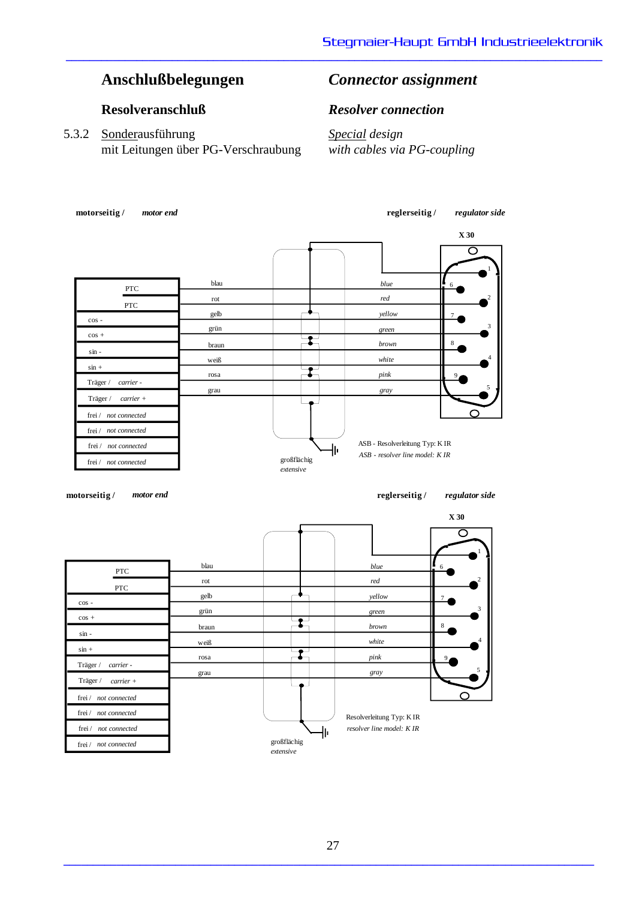## Anschlußbelegungen

## *Connector assignment*

### Resolveranschluß

### *Resolver connection*

5.3.2 Sonderausführung mit Leitungen über PG-Verschraubung

*Special design with cables via PG-coupling*

**motorseitig /** ***motor end*** — **reglerseitig /** ***regulator side***

**X 30**

| Motor end | Leitung | Wire | X 30 Pin |
|---|---|---|---|
| PTC | blau | *blue* | 6 |
| PTC | rot | *red* | 2 |
| cos - | gelb | *yellow* | 7 |
| cos + | grün | *green* | 3 |
| sin - | braun | *brown* | 8 |
| sin + | weiß | *white* | 4 |
| Träger / *carrier -* | rosa | *pink* | 9 |
| Träger / *carrier +* | grau | *gray* | 5 |
| frei / *not connected* | | | |
| frei / *not connected* | | | |
| frei / *not connected* | | | |
| frei / *not connected* | | | |

Shield → X 30 pin 1

großflächig
*extensive*

ASB - Resolverleitung Typ: K IR
*ASB - resolver line model: K IR*

**motorseitig /** ***motor end*** — **reglerseitig /** ***regulator side***

**X 30**

| Motor end | Leitung | Wire | X 30 Pin |
|---|---|---|---|
| PTC | blau | *blue* | 6 |
| PTC | rot | *red* | 2 |
| cos - | gelb | *yellow* | 7 |
| cos + | grün | *green* | 3 |
| sin - | braun | *brown* | 8 |
| sin + | weiß | *white* | 4 |
| Träger / *carrier -* | rosa | *pink* | 9 |
| Träger / *carrier +* | grau | *gray* | 5 |
| frei / *not connected* | | | |
| frei / *not connected* | | | |
| frei / *not connected* | | | |
| frei / *not connected* | | | |

Shield → X 30 pin 1

großflächig
*extensive*

Resolverleitung Typ: K IR
*resolver line model: K IR*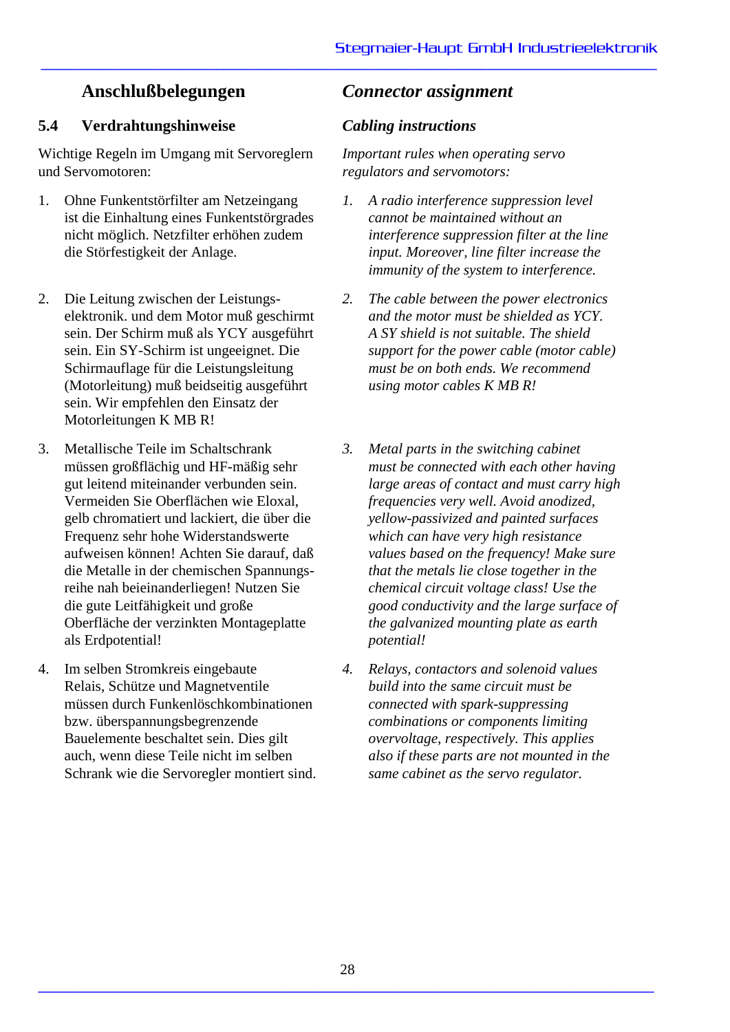## Anschlußbelegungen

### 5.4 Verdrahtungshinweise

Wichtige Regeln im Umgang mit Servoreglern und Servomotoren:

1. Ohne Funkentstörfilter am Netzeingang ist die Einhaltung eines Funkentstörgrades nicht möglich. Netzfilter erhöhen zudem die Störfestigkeit der Anlage.

2. Die Leitung zwischen der Leistungs-elektronik. und dem Motor muß geschirmt sein. Der Schirm muß als YCY ausgeführt sein. Ein SY-Schirm ist ungeeignet. Die Schirmauflage für die Leistungsleitung (Motorleitung) muß beidseitig ausgeführt sein. Wir empfehlen den Einsatz der Motorleitungen K MB R!

3. Metallische Teile im Schaltschrank müssen großflächig und HF-mäßig sehr gut leitend miteinander verbunden sein. Vermeiden Sie Oberflächen wie Eloxal, gelb chromatiert und lackiert, die über die Frequenz sehr hohe Widerstandswerte aufweisen können! Achten Sie darauf, daß die Metalle in der chemischen Spannungs-reihe nah beieinanderliegen! Nutzen Sie die gute Leitfähigkeit und große Oberfläche der verzinkten Montageplatte als Erdpotential!

4. Im selben Stromkreis eingebaute Relais, Schütze und Magnetventile müssen durch Funkenlöschkombinationen bzw. überspannungsbegrenzende Bauelemente beschaltet sein. Dies gilt auch, wenn diese Teile nicht im selben Schrank wie die Servoregler montiert sind.

## *Connector assignment*

### *Cabling instructions*

*Important rules when operating servo regulators and servomotors:*

1. *A radio interference suppression level cannot be maintained without an interference suppression filter at the line input. Moreover, line filter increase the immunity of the system to interference.*

2. *The cable between the power electronics and the motor must be shielded as YCY. A SY shield is not suitable. The shield support for the power cable (motor cable) must be on both ends. We recommend using motor cables K MB R!*

3. *Metal parts in the switching cabinet must be connected with each other having large areas of contact and must carry high frequencies very well. Avoid anodized, yellow-passivized and painted surfaces which can have very high resistance values based on the frequency! Make sure that the metals lie close together in the chemical circuit voltage class! Use the good conductivity and the large surface of the galvanized mounting plate as earth potential!*

4. *Relays, contactors and solenoid values build into the same circuit must be connected with spark-suppressing combinations or components limiting overvoltage, respectively. This applies also if these parts are not mounted in the same cabinet as the servo regulator.*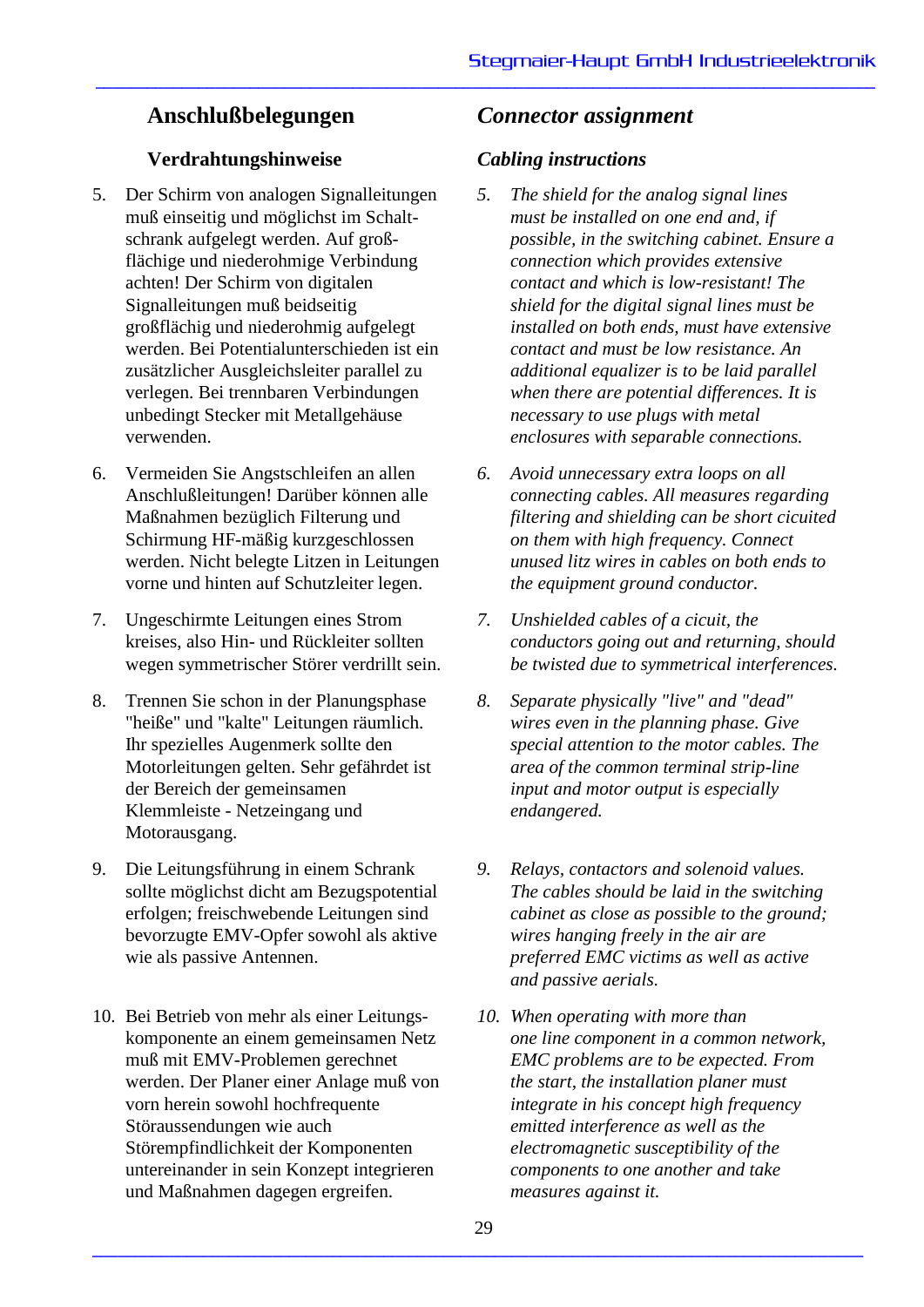## Anschlußbelegungen

### Verdrahtungshinweise

5. Der Schirm von analogen Signalleitungen muß einseitig und möglichst im Schaltschrank aufgelegt werden. Auf großflächige und niederohmige Verbindung achten! Der Schirm von digitalen Signalleitungen muß beidseitig großflächig und niederohmig aufgelegt werden. Bei Potentialunterschieden ist ein zusätzlicher Ausgleichsleiter parallel zu verlegen. Bei trennbaren Verbindungen unbedingt Stecker mit Metallgehäuse verwenden.

6. Vermeiden Sie Angstschleifen an allen Anschlußleitungen! Darüber können alle Maßnahmen bezüglich Filterung und Schirmung HF-mäßig kurzgeschlossen werden. Nicht belegte Litzen in Leitungen vorne und hinten auf Schutzleiter legen.

7. Ungeschirmte Leitungen eines Strom kreises, also Hin- und Rückleiter sollten wegen symmetrischer Störer verdrillt sein.

8. Trennen Sie schon in der Planungsphase "heiße" und "kalte" Leitungen räumlich. Ihr spezielles Augenmerk sollte den Motorleitungen gelten. Sehr gefährdet ist der Bereich der gemeinsamen Klemmleiste - Netzeingang und Motorausgang.

9. Die Leitungsführung in einem Schrank sollte möglichst dicht am Bezugspotential erfolgen; freischwebende Leitungen sind bevorzugte EMV-Opfer sowohl als aktive wie als passive Antennen.

10. Bei Betrieb von mehr als einer Leitungskomponente an einem gemeinsamen Netz muß mit EMV-Problemen gerechnet werden. Der Planer einer Anlage muß von vorn herein sowohl hochfrequente Störaussendungen wie auch Störempfindlichkeit der Komponenten untereinander in sein Konzept integrieren und Maßnahmen dagegen ergreifen.

## *Connector assignment*

### *Cabling instructions*

5. *The shield for the analog signal lines must be installed on one end and, if possible, in the switching cabinet. Ensure a connection which provides extensive contact and which is low-resistant! The shield for the digital signal lines must be installed on both ends, must have extensive contact and must be low resistance. An additional equalizer is to be laid parallel when there are potential differences. It is necessary to use plugs with metal enclosures with separable connections.*

6. *Avoid unnecessary extra loops on all connecting cables. All measures regarding filtering and shielding can be short cicuited on them with high frequency. Connect unused litz wires in cables on both ends to the equipment ground conductor.*

7. *Unshielded cables of a cicuit, the conductors going out and returning, should be twisted due to symmetrical interferences.*

8. *Separate physically "live" and "dead" wires even in the planning phase. Give special attention to the motor cables. The area of the common terminal strip-line input and motor output is especially endangered.*

9. *Relays, contactors and solenoid values. The cables should be laid in the switching cabinet as close as possible to the ground; wires hanging freely in the air are preferred EMC victims as well as active and passive aerials.*

10. *When operating with more than one line component in a common network, EMC problems are to be expected. From the start, the installation planer must integrate in his concept high frequency emitted interference as well as the electromagnetic susceptibility of the components to one another and take measures against it.*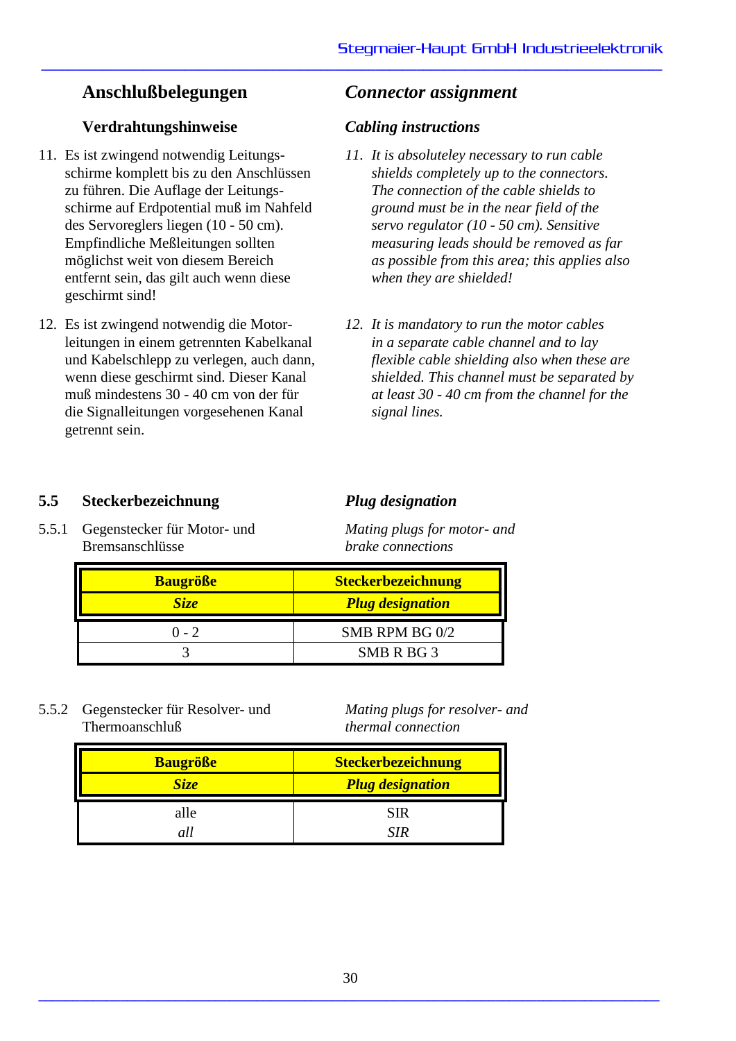## Anschlußbelegungen

*Connector assignment*

### Verdrahtungshinweise

*Cabling instructions*

11. Es ist zwingend notwendig Leitungsschirme komplett bis zu den Anschlüssen zu führen. Die Auflage der Leitungsschirme auf Erdpotential muß im Nahfeld des Servoreglers liegen (10 - 50 cm). Empfindliche Meßleitungen sollten möglichst weit von diesem Bereich entfernt sein, das gilt auch wenn diese geschirmt sind!

*11. It is absoluteley necessary to run cable shields completely up to the connectors. The connection of the cable shields to ground must be in the near field of the servo regulator (10 - 50 cm). Sensitive measuring leads should be removed as far as possible from this area; this applies also when they are shielded!*

12. Es ist zwingend notwendig die Motorleitungen in einem getrennten Kabelkanal und Kabelschlepp zu verlegen, auch dann, wenn diese geschirmt sind. Dieser Kanal muß mindestens 30 - 40 cm von der für die Signalleitungen vorgesehenen Kanal getrennt sein.

*12. It is mandatory to run the motor cables in a separate cable channel and to lay flexible cable shielding also when these are shielded. This channel must be separated by at least 30 - 40 cm from the channel for the signal lines.*

## 5.5 Steckerbezeichnung

*Plug designation*

5.5.1 Gegenstecker für Motor- und Bremsanschlüsse

*Mating plugs for motor- and brake connections*

| **Baugröße** / ***Size*** | **Steckerbezeichnung** / ***Plug designation*** |
|---|---|
| 0 - 2 | SMB RPM BG 0/2 |
| 3 | SMB R BG 3 |

5.5.2 Gegenstecker für Resolver- und Thermoanschluß

*Mating plugs for resolver- and thermal connection*

| **Baugröße** / ***Size*** | **Steckerbezeichnung** / ***Plug designation*** |
|---|---|
| alle / *all* | SIR / *SIR* |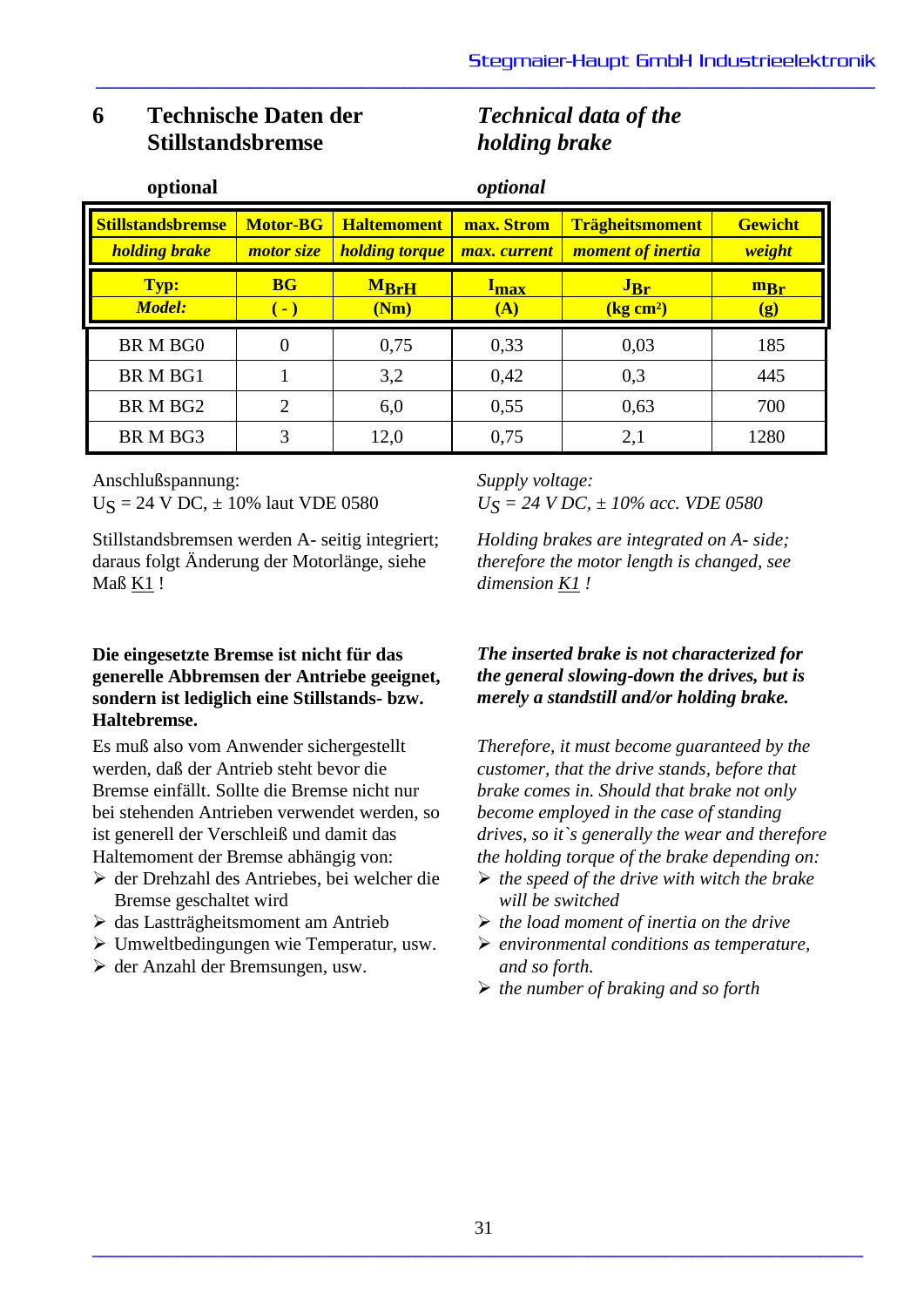# 6 Technische Daten der Stillstandsbremse

# *Technical data of the holding brake*

**optional**

***optional***

| **Stillstandsbremse** *holding brake* | **Motor-BG** *motor size* | **Haltemoment** *holding torque* | **max. Strom** *max. current* | **Trägheitsmoment** *moment of inertia* | **Gewicht** *weight* |
|---|---|---|---|---|---|
| **Typ:** *Model:* | **BG** **( - )** | $M_{BrH}$ **(Nm)** | $I_{max}$ **(A)** | $J_{Br}$ **(kg cm²)** | $m_{Br}$ **(g)** |
| BR M BG0 | 0 | 0,75 | 0,33 | 0,03 | 185 |
| BR M BG1 | 1 | 3,2 | 0,42 | 0,3 | 445 |
| BR M BG2 | 2 | 6,0 | 0,55 | 0,63 | 700 |
| BR M BG3 | 3 | 12,0 | 0,75 | 2,1 | 1280 |

Anschlußspannung:
$U_S$ = 24 V DC, ± 10% laut VDE 0580

*Supply voltage:*
*$U_S$ = 24 V DC, ± 10% acc. VDE 0580*

Stillstandsbremsen werden A- seitig integriert; daraus folgt Änderung der Motorlänge, siehe Maß K1 !

*Holding brakes are integrated on A- side; therefore the motor length is changed, see dimension K1 !*

**Die eingesetzte Bremse ist nicht für das generelle Abbremsen der Antriebe geeignet, sondern ist lediglich eine Stillstands- bzw. Haltebremse.**

Es muß also vom Anwender sichergestellt werden, daß der Antrieb steht bevor die Bremse einfällt. Sollte die Bremse nicht nur bei stehenden Antrieben verwendet werden, so ist generell der Verschleiß und damit das Haltemoment der Bremse abhängig von:

- der Drehzahl des Antriebes, bei welcher die Bremse geschaltet wird
- das Lastträgheitsmoment am Antrieb
- Umweltbedingungen wie Temperatur, usw.
- der Anzahl der Bremsungen, usw.

***The inserted brake is not characterized for the general slowing-down the drives, but is merely a standstill and/or holding brake.***

*Therefore, it must become guaranteed by the customer, that the drive stands, before that brake comes in. Should that brake not only become employed in the case of standing drives, so it`s generally the wear and therefore the holding torque of the brake depending on:*

- *the speed of the drive with witch the brake will be switched*
- *the load moment of inertia on the drive*
- *environmental conditions as temperature, and so forth.*
- *the number of braking and so forth*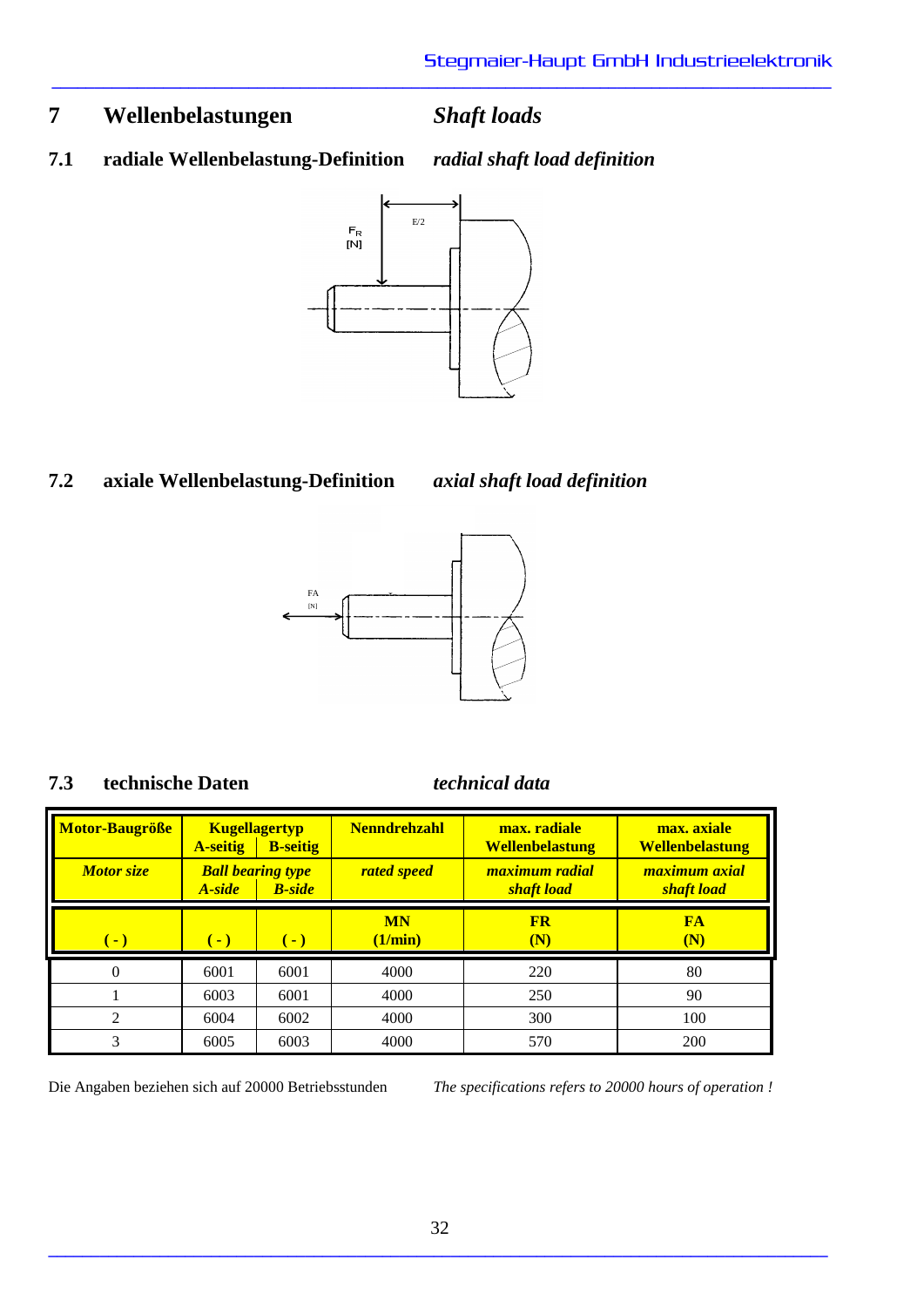# 7 Wellenbelastungen *Shaft loads*

## 7.1 radiale Wellenbelastung-Definition *radial shaft load definition*

$F_R$ [N]

E/2

## 7.2 axiale Wellenbelastung-Definition *axial shaft load definition*

FA [N]

## 7.3 technische Daten *technical data*

| **Motor-Baugröße** *Motor size* | **Kugellagertyp** *Ball bearing type* **A-seitig** *A-side* | **B-seitig** *B-side* | **Nenndrehzahl** *rated speed* | **max. radiale Wellenbelastung** *maximum radial shaft load* | **max. axiale Wellenbelastung** *maximum axial shaft load* |
|---|---|---|---|---|---|
| **( - )** | **( - )** | **( - )** | **MN (1/min)** | **FR (N)** | **FA (N)** |
| 0 | 6001 | 6001 | 4000 | 220 | 80 |
| 1 | 6003 | 6001 | 4000 | 250 | 90 |
| 2 | 6004 | 6002 | 4000 | 300 | 100 |
| 3 | 6005 | 6003 | 4000 | 570 | 200 |

Die Angaben beziehen sich auf 20000 Betriebsstunden

*The specifications refers to 20000 hours of operation !*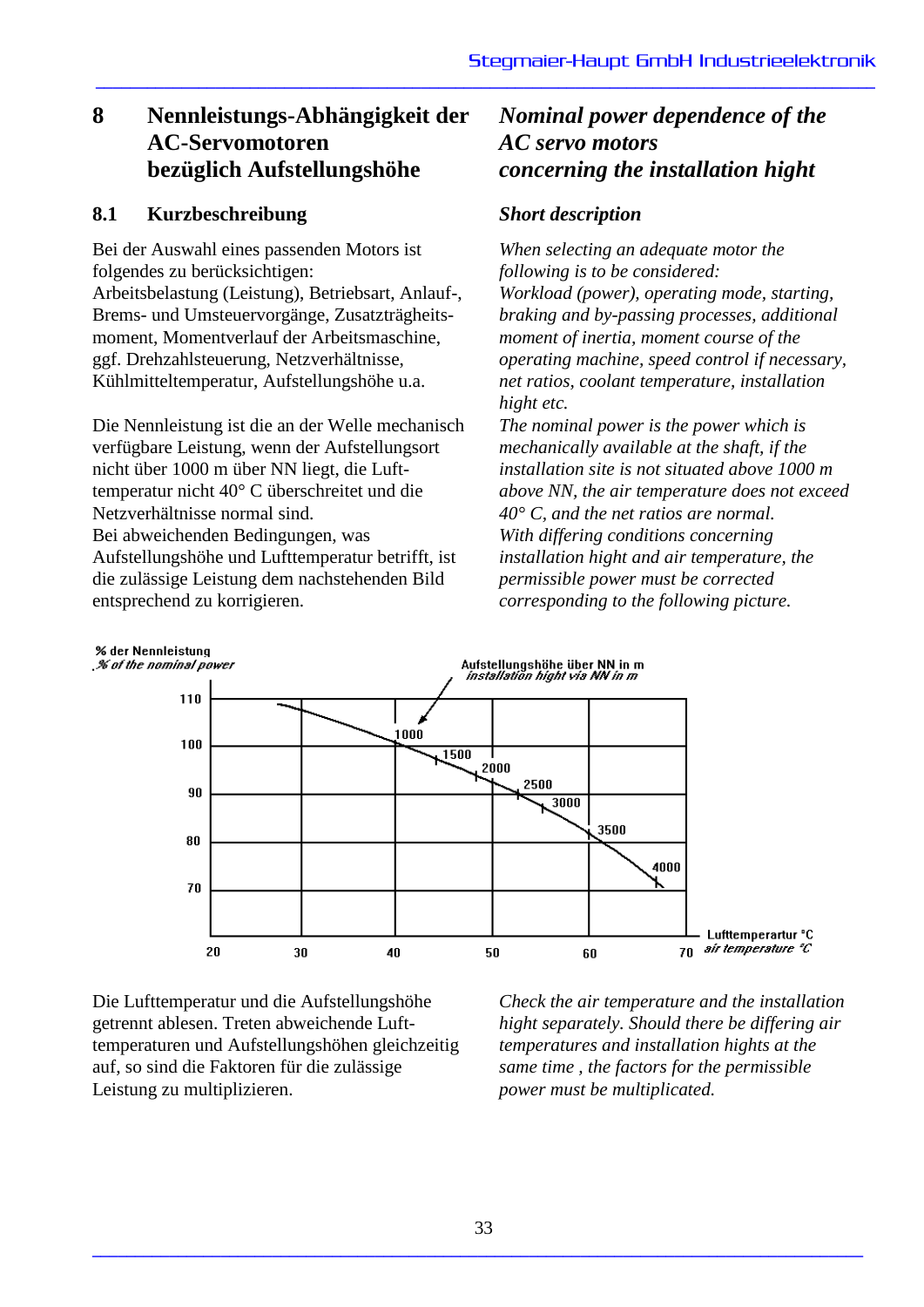# 8 Nennleistungs-Abhängigkeit der AC-Servomotoren bezüglich Aufstellungshöhe

*Nominal power dependence of the AC servo motors concerning the installation hight*

## 8.1 Kurzbeschreibung

***Short description***

Bei der Auswahl eines passenden Motors ist folgendes zu berücksichtigen:
Arbeitsbelastung (Leistung), Betriebsart, Anlauf-, Brems- und Umsteuervorgänge, Zusatzträgheitsmoment, Momentverlauf der Arbeitsmaschine, ggf. Drehzahlsteuerung, Netzverhältnisse, Kühlmitteltemperatur, Aufstellungshöhe u.a.

*When selecting an adequate motor the following is to be considered:*
*Workload (power), operating mode, starting, braking and by-passing processes, additional moment of inertia, moment course of the operating machine, speed control if necessary, net ratios, coolant temperature, installation hight etc.*

Die Nennleistung ist die an der Welle mechanisch verfügbare Leistung, wenn der Aufstellungsort nicht über 1000 m über NN liegt, die Lufttemperatur nicht 40° C überschreitet und die Netzverhältnisse normal sind.
Bei abweichenden Bedingungen, was Aufstellungshöhe und Lufttemperatur betrifft, ist die zulässige Leistung dem nachstehenden Bild entsprechend zu korrigieren.

*The nominal power is the power which is mechanically available at the shaft, if the installation site is not situated above 1000 m above NN, the air temperature does not exceed 40° C, and the net ratios are normal.*
*With differing conditions concerning installation hight and air temperature, the permissible power must be corrected corresponding to the following picture.*

% der Nennleistung / *% of the nominal power*

Aufstellungshöhe über NN in m / *installation hight via NN in m*

Lufttemperartur °C / *air temperature °C*

Die Lufttemperatur und die Aufstellungshöhe getrennt ablesen. Treten abweichende Lufttemperaturen und Aufstellungshöhen gleichzeitig auf, so sind die Faktoren für die zulässige Leistung zu multiplizieren.

*Check the air temperature and the installation hight separately. Should there be differing air temperatures and installation hights at the same time , the factors for the permissible power must be multiplicated.*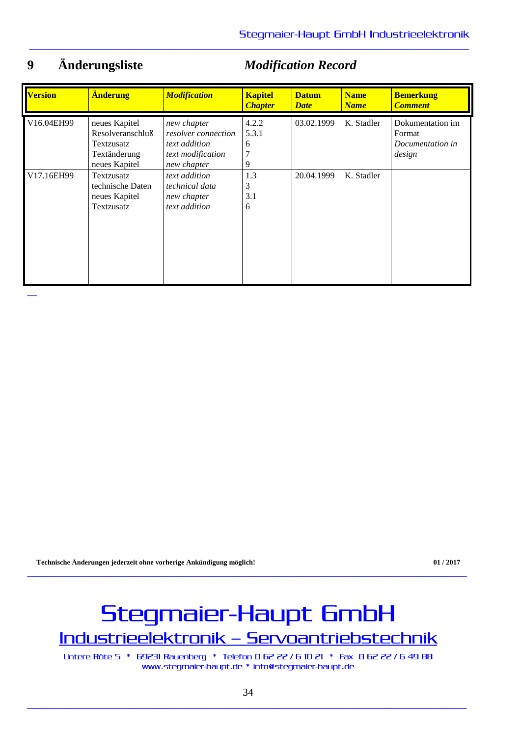# 9 Änderungsliste *Modification Record*

| **Version** | **Änderung** | ***Modification*** | **Kapitel** ***Chapter*** | **Datum** ***Date*** | **Name** ***Name*** | **Bemerkung** ***Comment*** |
|---|---|---|---|---|---|---|
| V16.04EH99 | neues Kapitel<br>Resolveranschluß<br>Textzusatz<br>Textänderung<br>neues Kapitel | *new chapter*<br>*resolver connection*<br>*text addition*<br>*text modification*<br>*new chapter* | 4.2.2<br>5.3.1<br>6<br>7<br>9 | 03.02.1999 | K. Stadler | Dokumentation im Format<br>*Documentation in design* |
| V17.16EH99 | Textzusatz<br>technische Daten<br>neues Kapitel<br>Textzusatz | *text addition*<br>*technical data*<br>*new chapter*<br>*text addition* | 1.3<br>3<br>3.1<br>6 | 20.04.1999 | K. Stadler | |

**Technische Änderungen jederzeit ohne vorherige Ankündigung möglich!** **01 / 2017**

Stegmaier-Haupt GmbH

Industrieelektronik – Servoantriebstechnik

Untere Röte 5 * 69231 Rauenberg * Telefon 0 62 22 / 6 10 21 * Fax 0 62 22 / 6 49 88
www.stegmaier-haupt.de * info@stegmaier-haupt.de